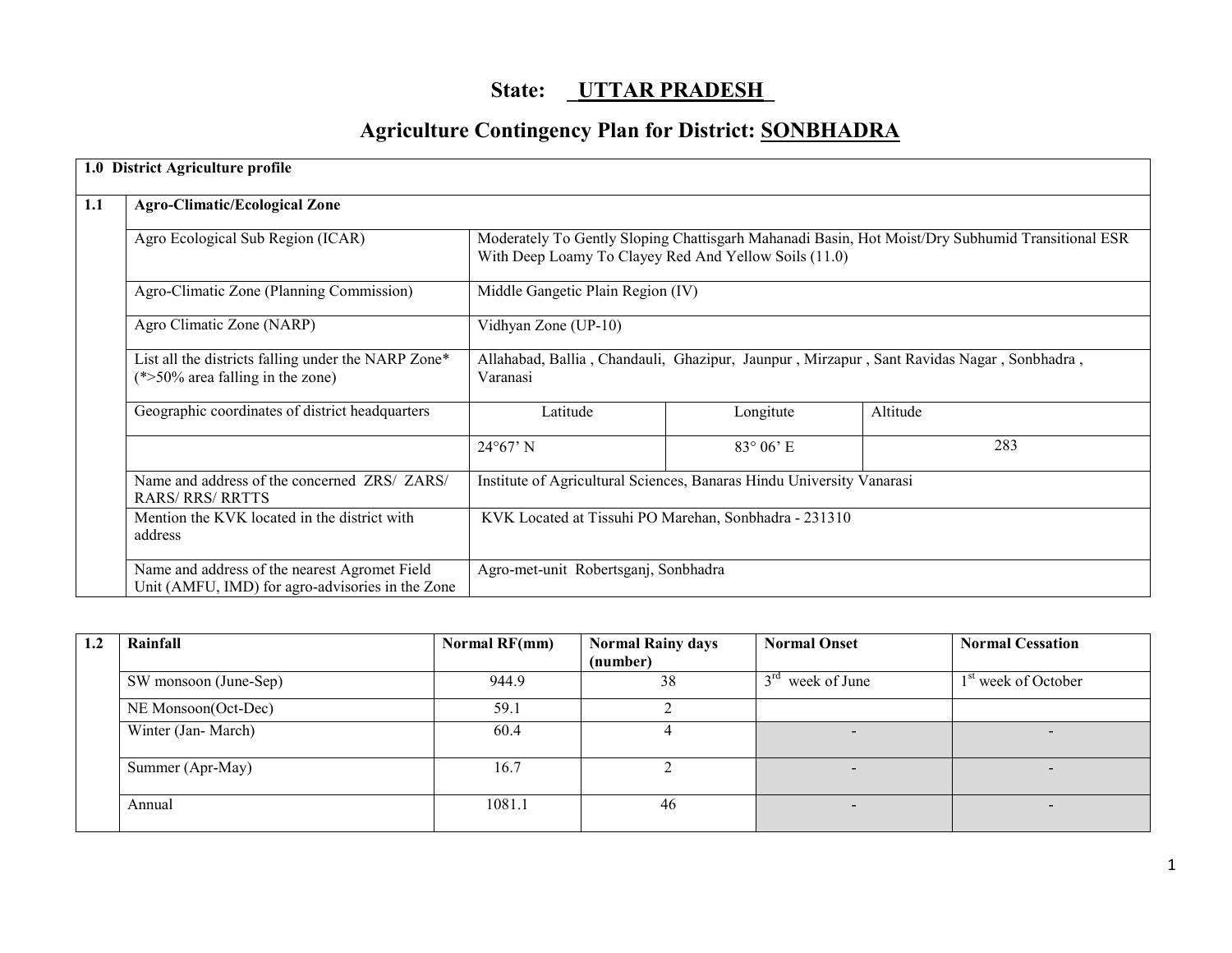# State: UTTAR PRADESH

## Agriculture Contingency Plan for District: SONBHADRA

| 1.0 District Agriculture profile | | | | |
|---|---|---|---|---|
| **1.1** | **Agro-Climatic/Ecological Zone** | | | |
| | Agro Ecological Sub Region (ICAR) | Moderately To Gently Sloping Chattisgarh Mahanadi Basin, Hot Moist/Dry Subhumid Transitional ESR With Deep Loamy To Clayey Red And Yellow Soils (11.0) | | |
| | Agro-Climatic Zone (Planning Commission) | Middle Gangetic Plain Region (IV) | | |
| | Agro Climatic Zone (NARP) | Vidhyan Zone (UP-10) | | |
| | List all the districts falling under the NARP Zone* (*>50% area falling in the zone) | Allahabad, Ballia , Chandauli, Ghazipur, Jaunpur , Mirzapur , Sant Ravidas Nagar , Sonbhadra , Varanasi | | |
| | Geographic coordinates of district headquarters | Latitude | Longitute | Altitude |
| | | 24°67' N | 83° 06' E | 283 |
| | Name and address of the concerned ZRS/ ZARS/ RARS/ RRS/ RRTTS | Institute of Agricultural Sciences, Banaras Hindu University Vanarasi | | |
| | Mention the KVK located in the district with address | KVK Located at Tissuhi PO Marehan, Sonbhadra - 231310 | | |
| | Name and address of the nearest Agromet Field Unit (AMFU, IMD) for agro-advisories in the Zone | Agro-met-unit Robertsganj, Sonbhadra | | |

| 1.2 | Rainfall | Normal RF(mm) | Normal Rainy days (number) | Normal Onset | Normal Cessation |
|---|---|---|---|---|---|
| | SW monsoon (June-Sep) | 944.9 | 38 | 3rd week of June | 1st week of October |
| | NE Monsoon(Oct-Dec) | 59.1 | 2 | | |
| | Winter (Jan- March) | 60.4 | 4 | - | - |
| | Summer (Apr-May) | 16.7 | 2 | - | - |
| | Annual | 1081.1 | 46 | - | - |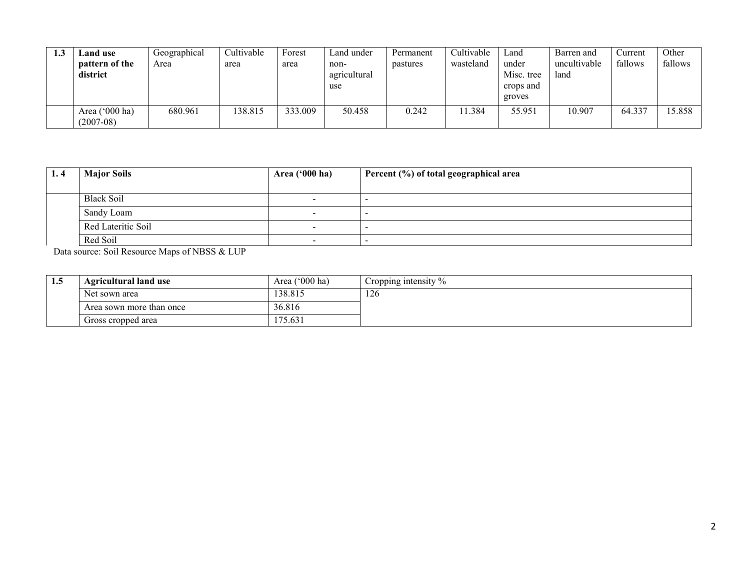| 1.3 | **Land use pattern of the district** | Geographical Area | Cultivable area | Forest area | Land under non-agricultural use | Permanent pastures | Cultivable wasteland | Land under Misc. tree crops and groves | Barren and uncultivable land | Current fallows | Other fallows |
|---|---|---|---|---|---|---|---|---|---|---|---|
| | Area ('000 ha) (2007-08) | 680.961 | 138.815 | 333.009 | 50.458 | 0.242 | 11.384 | 55.951 | 10.907 | 64.337 | 15.858 |

| 1. 4 | **Major Soils** | **Area ('000 ha)** | **Percent (%) of total geographical area** |
|---|---|---|---|
| | Black Soil | - | - |
| | Sandy Loam | - | - |
| | Red Lateritic Soil | - | - |
| | Red Soil | - | - |

Data source: Soil Resource Maps of NBSS & LUP

| 1.5 | **Agricultural land use** | Area ('000 ha) | Cropping intensity % |
|---|---|---|---|
| | Net sown area | 138.815 | 126 |
| | Area sown more than once | 36.816 | |
| | Gross cropped area | 175.631 | |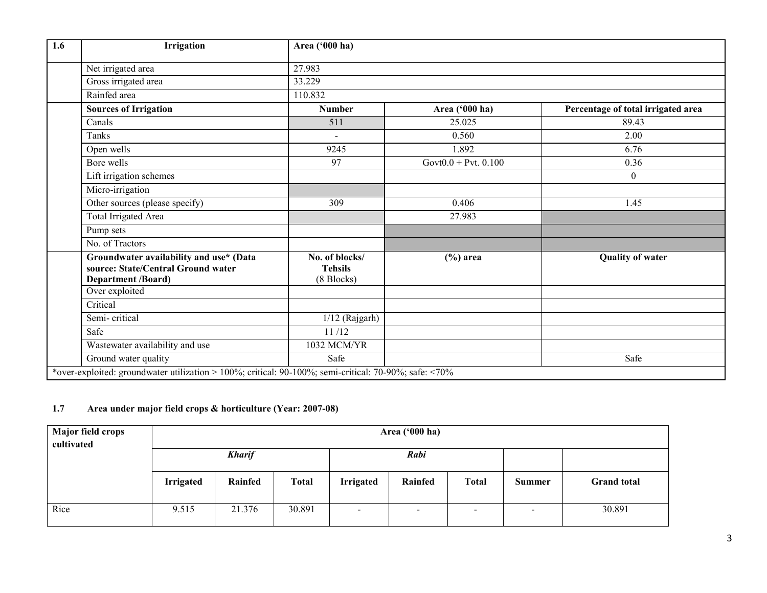| 1.6 | Irrigation | Area ('000 ha) | | |
|---|---|---|---|---|
| | Net irrigated area | 27.983 | | |
| | Gross irrigated area | 33.229 | | |
| | Rainfed area | 110.832 | | |
| | **Sources of Irrigation** | **Number** | **Area ('000 ha)** | **Percentage of total irrigated area** |
| | Canals | 511 | 25.025 | 89.43 |
| | Tanks | - | 0.560 | 2.00 |
| | Open wells | 9245 | 1.892 | 6.76 |
| | Bore wells | 97 | Govt0.0 + Pvt. 0.100 | 0.36 |
| | Lift irrigation schemes | | | 0 |
| | Micro-irrigation | | | |
| | Other sources (please specify) | 309 | 0.406 | 1.45 |
| | Total Irrigated Area | | 27.983 | |
| | Pump sets | | | |
| | No. of Tractors | | | |
| | **Groundwater availability and use* (Data source: State/Central Ground water Department /Board)** | **No. of blocks/ Tehsils** (8 Blocks) | **(%) area** | **Quality of water** |
| | Over exploited | | | |
| | Critical | | | |
| | Semi- critical | 1/12 (Rajgarh) | | |
| | Safe | 11 /12 | | |
| | Wastewater availability and use | 1032 MCM/YR | | |
| | Ground water quality | Safe | | Safe |

*over-exploited: groundwater utilization > 100%; critical: 90-100%; semi-critical: 70-90%; safe: <70%

### 1.7 Area under major field crops & horticulture (Year: 2007-08)

| Major field crops cultivated | Area ('000 ha) | | | | | | | |
|---|---|---|---|---|---|---|---|---|
| | *Kharif* | | | *Rabi* | | | | |
| | **Irrigated** | **Rainfed** | **Total** | **Irrigated** | **Rainfed** | **Total** | **Summer** | **Grand total** |
| Rice | 9.515 | 21.376 | 30.891 | - | - | - | - | 30.891 |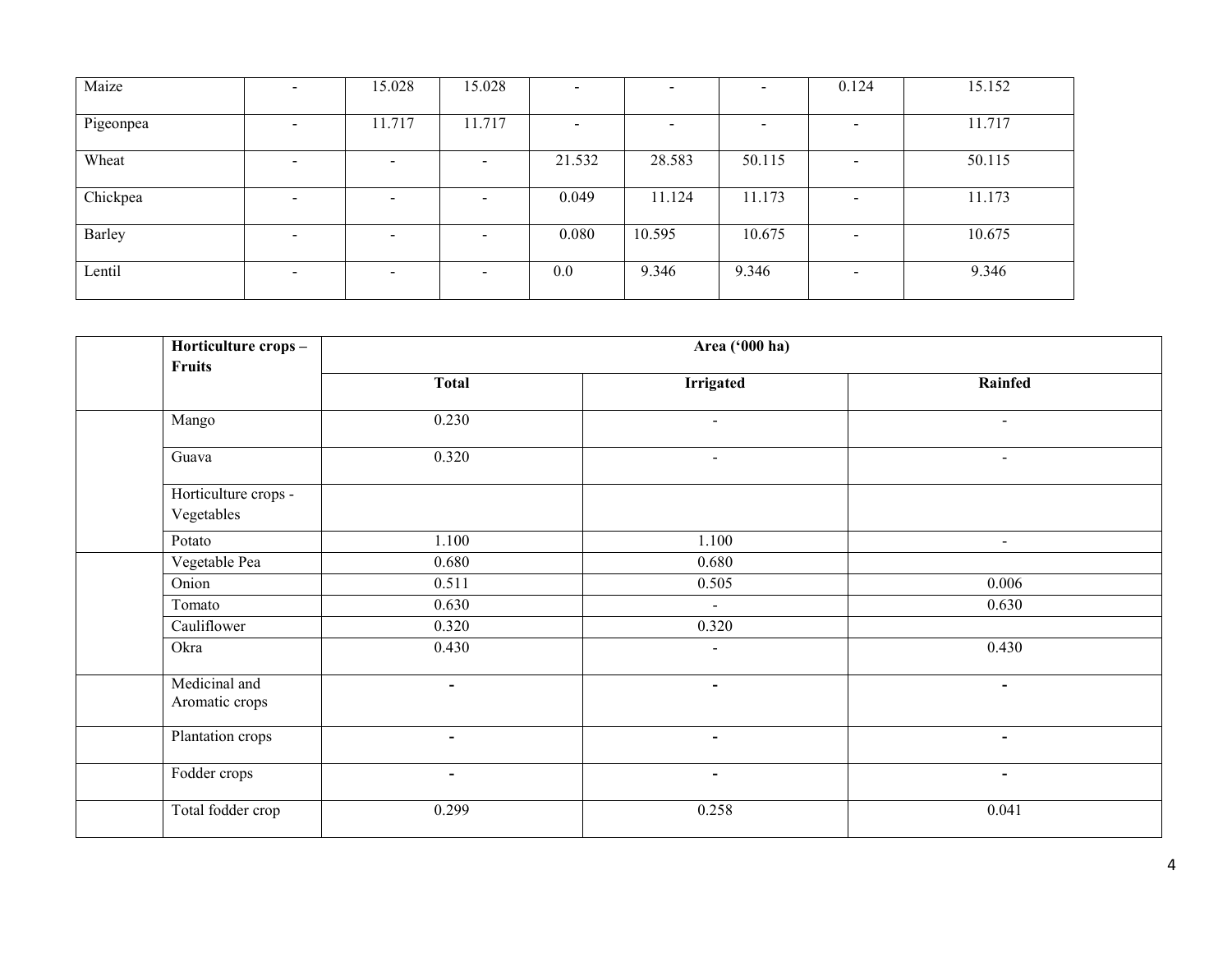| | | | | | | | | |
|---|---|---|---|---|---|---|---|---|
| Maize | - | 15.028 | 15.028 | - | - | - | 0.124 | 15.152 |
| Pigeonpea | - | 11.717 | 11.717 | - | - | - | - | 11.717 |
| Wheat | - | - | - | 21.532 | 28.583 | 50.115 | - | 50.115 |
| Chickpea | - | - | - | 0.049 | 11.124 | 11.173 | - | 11.173 |
| Barley | - | - | - | 0.080 | 10.595 | 10.675 | - | 10.675 |
| Lentil | - | - | - | 0.0 | 9.346 | 9.346 | - | 9.346 |

| | Horticulture crops – Fruits | Area ('000 ha) | | |
|---|---|---|---|---|
| | | Total | Irrigated | Rainfed |
| | Mango | 0.230 | - | - |
| | Guava | 0.320 | - | - |
| | Horticulture crops - Vegetables | | | |
| | Potato | 1.100 | 1.100 | - |
| | Vegetable Pea | 0.680 | 0.680 | |
| | Onion | 0.511 | 0.505 | 0.006 |
| | Tomato | 0.630 | - | 0.630 |
| | Cauliflower | 0.320 | 0.320 | |
| | Okra | 0.430 | - | 0.430 |
| | Medicinal and Aromatic crops | - | - | - |
| | Plantation crops | - | - | - |
| | Fodder crops | - | - | - |
| | Total fodder crop | 0.299 | 0.258 | 0.041 |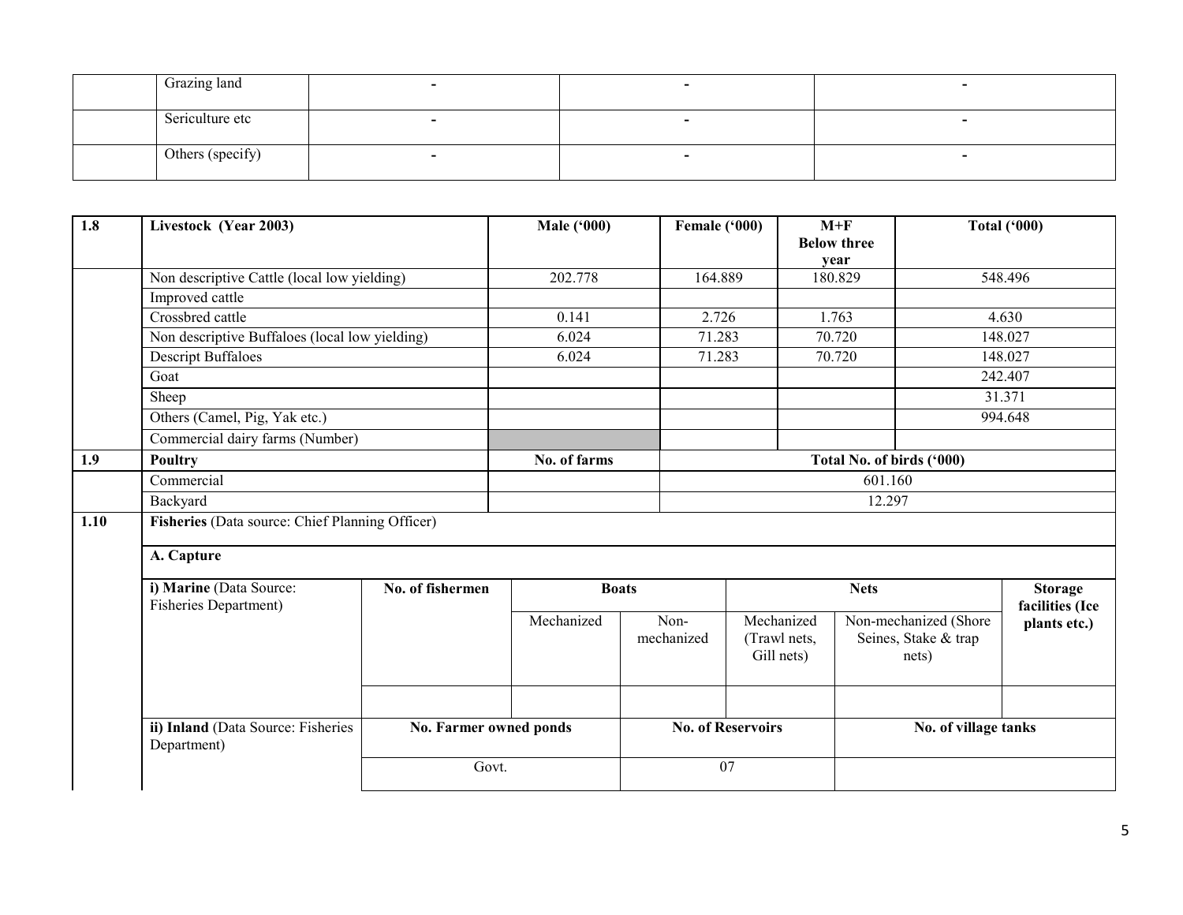|  |  |  |  |  |
|---|---|---|---|---|
|  | Grazing land | - | - | - |
|  | Sericulture etc | - | - | - |
|  | Others (specify) | - | - | - |

| 1.8 | Livestock (Year 2003) | Male ('000) | Female ('000) | M+F Below three year | Total ('000) |
|---|---|---|---|---|---|
|  | Non descriptive Cattle (local low yielding) | 202.778 | 164.889 | 180.829 | 548.496 |
|  | Improved cattle |  |  |  |  |
|  | Crossbred cattle | 0.141 | 2.726 | 1.763 | 4.630 |
|  | Non descriptive Buffaloes (local low yielding) | 6.024 | 71.283 | 70.720 | 148.027 |
|  | Descript Buffaloes | 6.024 | 71.283 | 70.720 | 148.027 |
|  | Goat |  |  |  | 242.407 |
|  | Sheep |  |  |  | 31.371 |
|  | Others (Camel, Pig, Yak etc.) |  |  |  | 994.648 |
|  | Commercial dairy farms (Number) |  |  |  |  |
| **1.9** | **Poultry** | **No. of farms** | **Total No. of birds ('000)** | | |
|  | Commercial |  | 601.160 | | |
|  | Backyard |  | 12.297 | | |

| 1.10 | Fisheries (Data source: Chief Planning Officer) | | | | | | |
|---|---|---|---|---|---|---|---|
|  | **A. Capture** | | | | | | |
|  | **i) Marine** (Data Source: Fisheries Department) | **No. of fishermen** | **Boats** | | **Nets** | | **Storage facilities (Ice plants etc.)** |
|  |  |  | Mechanized | Non-mechanized | Mechanized (Trawl nets, Gill nets) | Non-mechanized (Shore Seines, Stake & trap nets) |  |
|  |  |  |  |  |  |  |  |
|  | **ii) Inland** (Data Source: Fisheries Department) | **No. Farmer owned ponds** | | **No. of Reservoirs** | | **No. of village tanks** | |
|  |  | Govt. | | 07 | |  | |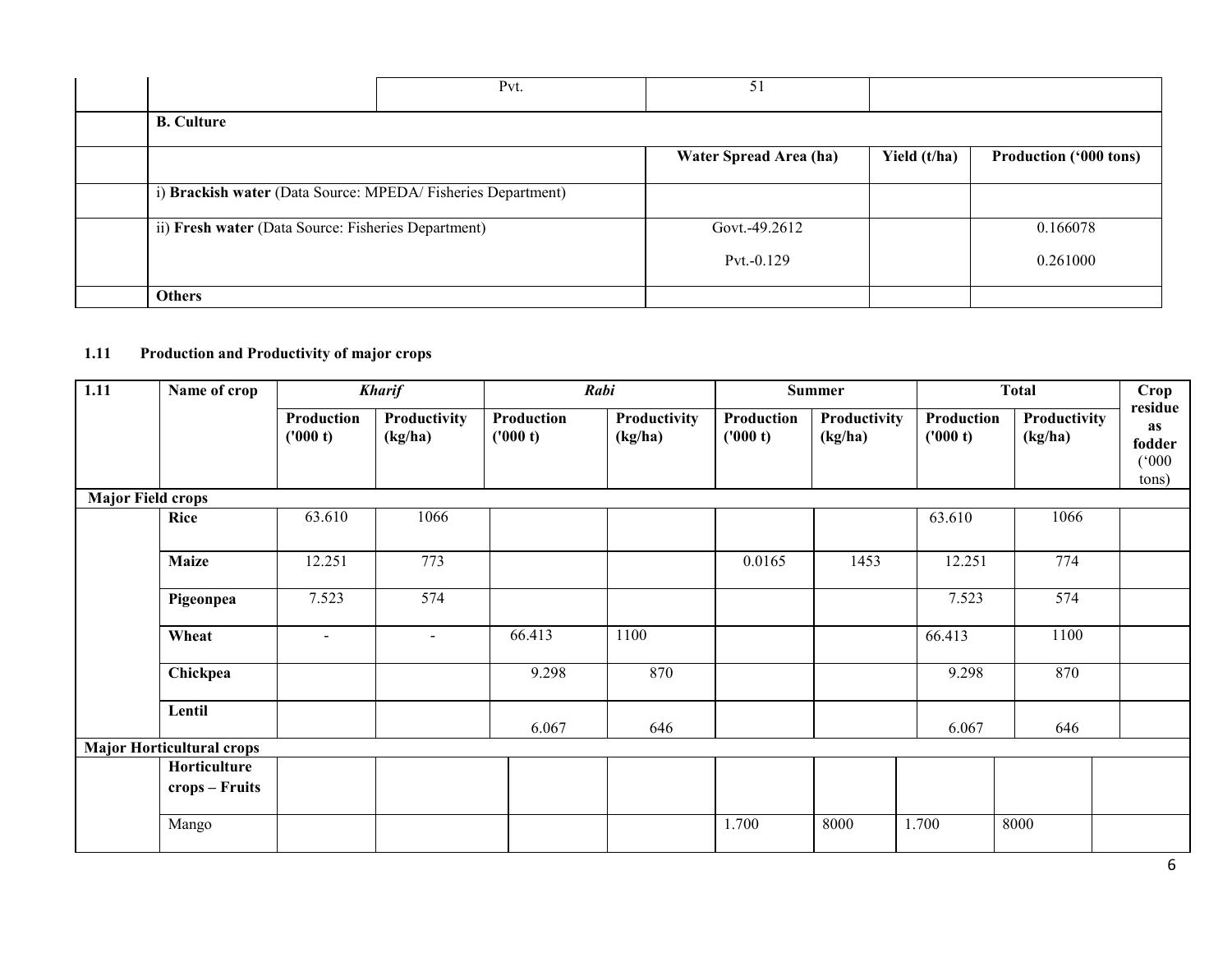| | | Pvt. | 51 | | |
|---|---|---|---|---|---|
| | **B. Culture** | | | | |
| | | | **Water Spread Area (ha)** | **Yield (t/ha)** | **Production ('000 tons)** |
| | i) **Brackish water** (Data Source: MPEDA/ Fisheries Department) | | | | |
| | ii) **Fresh water** (Data Source: Fisheries Department) | | Govt.-49.2612<br>Pvt.-0.129 | | 0.166078<br>0.261000 |
| | **Others** | | | | |

## 1.11 Production and Productivity of major crops

| 1.11 | Name of crop | *Kharif* | | *Rabi* | | Summer | | Total | | Crop residue as fodder ('000 tons) |
|---|---|---|---|---|---|---|---|---|---|---|
| | | Production ('000 t) | Productivity (kg/ha) | Production ('000 t) | Productivity (kg/ha) | Production ('000 t) | Productivity (kg/ha) | Production ('000 t) | Productivity (kg/ha) | |
| **Major Field crops** | | | | | | | | | | |
| | **Rice** | 63.610 | 1066 | | | | | 63.610 | 1066 | |
| | **Maize** | 12.251 | 773 | | | 0.0165 | 1453 | 12.251 | 774 | |
| | **Pigeonpea** | 7.523 | 574 | | | | | 7.523 | 574 | |
| | **Wheat** | - | - | 66.413 | 1100 | | | 66.413 | 1100 | |
| | **Chickpea** | | | 9.298 | 870 | | | 9.298 | 870 | |
| | **Lentil** | | | 6.067 | 646 | | | 6.067 | 646 | |
| **Major Horticultural crops** | | | | | | | | | | |
| | **Horticulture crops – Fruits** | | | | | | | | | |
| | Mango | | | | | 1.700 | 8000 | 1.700 | 8000 | |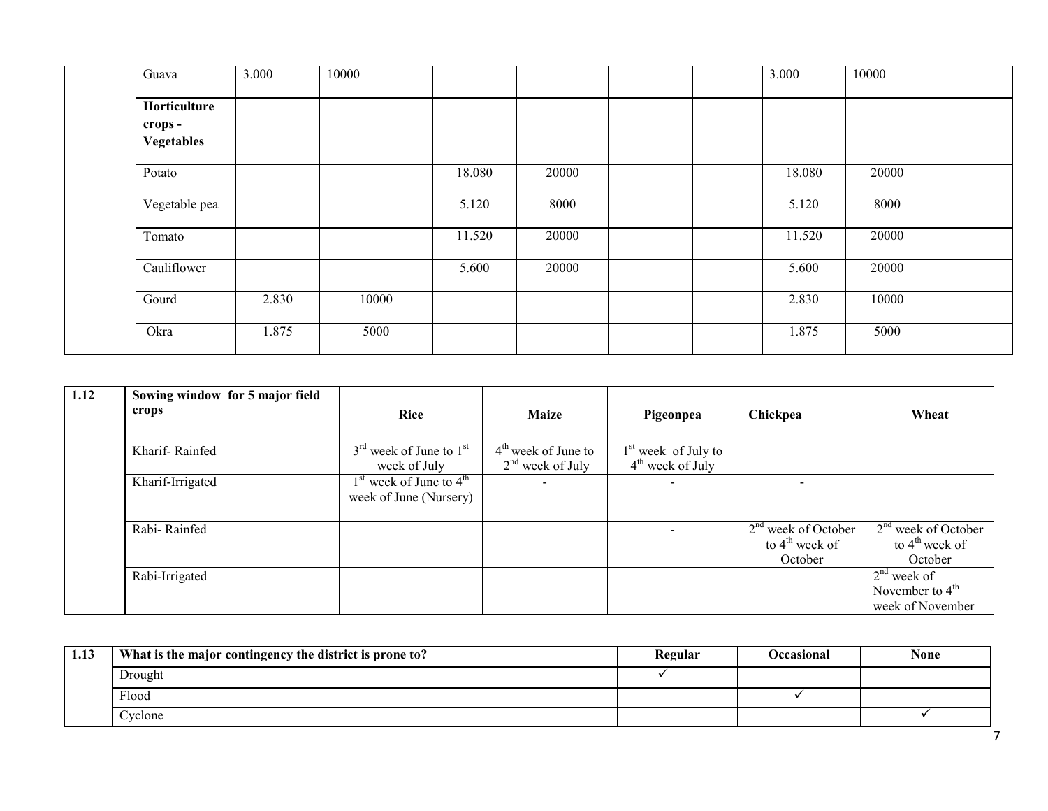| | Guava | 3.000 | 10000 | | | | | 3.000 | 10000 | |
|---|---|---|---|---|---|---|---|---|---|---|
| | **Horticulture crops - Vegetables** | | | | | | | | | |
| | Potato | | | 18.080 | 20000 | | | 18.080 | 20000 | |
| | Vegetable pea | | | 5.120 | 8000 | | | 5.120 | 8000 | |
| | Tomato | | | 11.520 | 20000 | | | 11.520 | 20000 | |
| | Cauliflower | | | 5.600 | 20000 | | | 5.600 | 20000 | |
| | Gourd | 2.830 | 10000 | | | | | 2.830 | 10000 | |
| | Okra | 1.875 | 5000 | | | | | 1.875 | 5000 | |

| 1.12 | Sowing window for 5 major field crops | Rice | Maize | Pigeonpea | Chickpea | Wheat |
|---|---|---|---|---|---|---|
| | Kharif- Rainfed | 3rd week of June to 1st week of July | 4th week of June to 2nd week of July | 1st week of July to 4th week of July | | |
| | Kharif-Irrigated | 1st week of June to 4th week of June (Nursery) | - | - | - | |
| | Rabi- Rainfed | | | - | 2nd week of October to 4th week of October | 2nd week of October to 4th week of October |
| | Rabi-Irrigated | | | | | 2nd week of November to 4th week of November |

| 1.13 | What is the major contingency the district is prone to? | Regular | Occasional | None |
|---|---|---|---|---|
| | Drought | ✓ | | |
| | Flood | | ✓ | |
| | Cyclone | | | ✓ |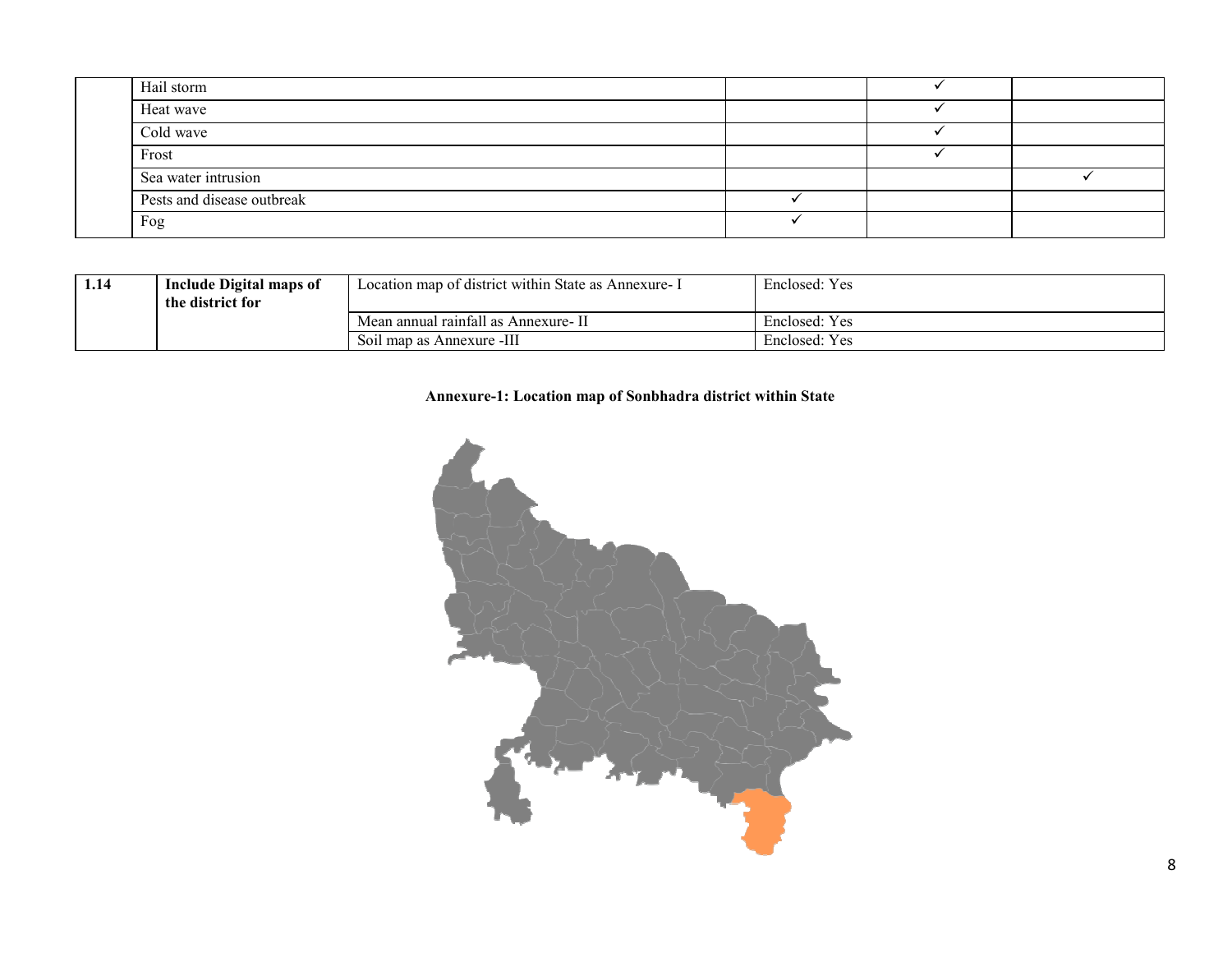| | | | | |
|---|---|---|---|---|
| | Hail storm | | ✓ | |
| | Heat wave | | ✓ | |
| | Cold wave | | ✓ | |
| | Frost | | ✓ | |
| | Sea water intrusion | | | ✓ |
| | Pests and disease outbreak | ✓ | | |
| | Fog | ✓ | | |

| | | | |
|---|---|---|---|
| **1.14** | **Include Digital maps of the district for** | Location map of district within State as Annexure- I | Enclosed: Yes |
| | | Mean annual rainfall as Annexure- II | Enclosed: Yes |
| | | Soil map as Annexure -III | Enclosed: Yes |

**Annexure-1: Location map of Sonbhadra district within State**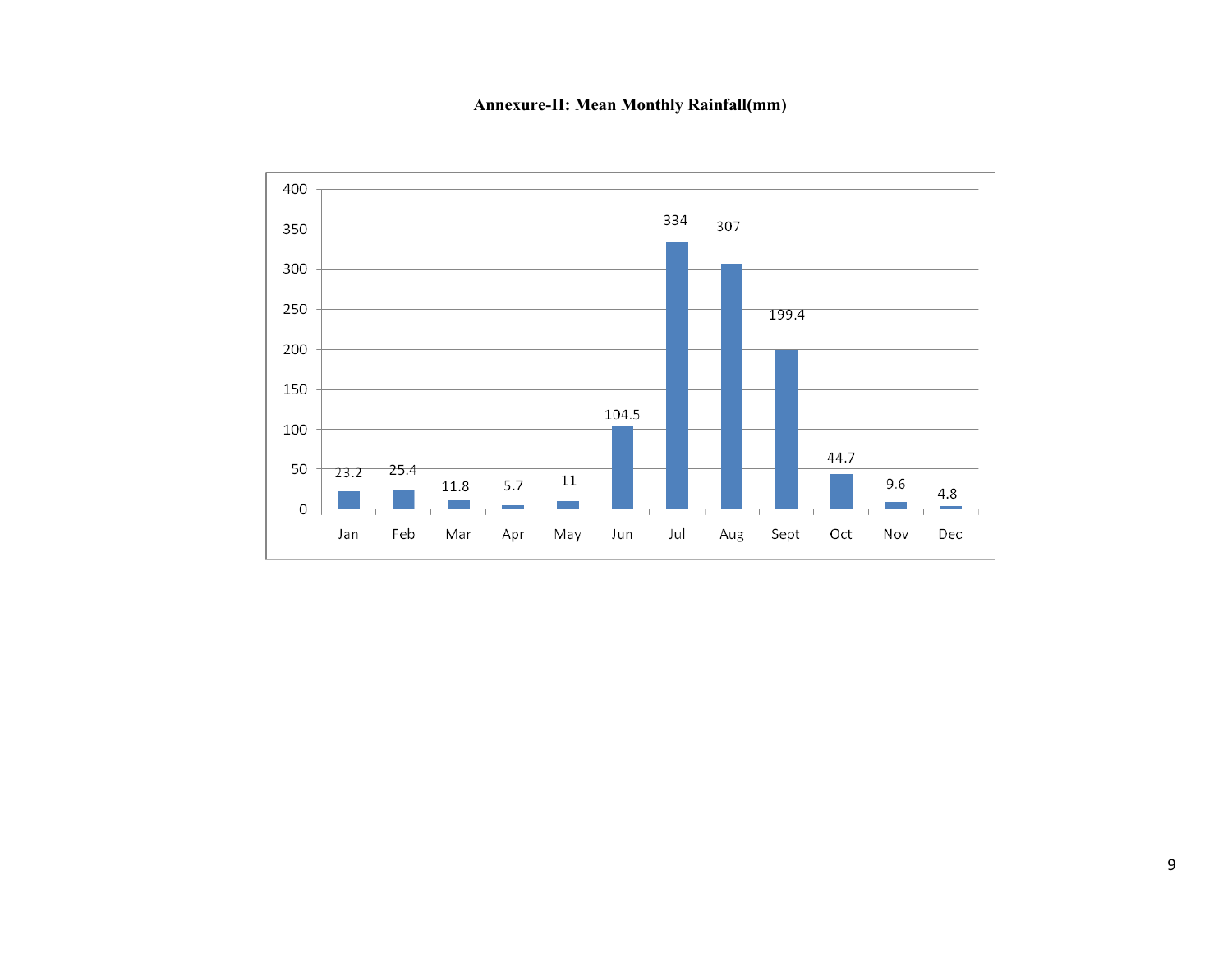**Annexure-II: Mean Monthly Rainfall(mm)**

| Month | Rainfall (mm) |
|---|---|
| Jan | 23.2 |
| Feb | 25.4 |
| Mar | 11.8 |
| Apr | 5.7 |
| May | 11 |
| Jun | 104.5 |
| Jul | 334 |
| Aug | 307 |
| Sept | 199.4 |
| Oct | 44.7 |
| Nov | 9.6 |
| Dec | 4.8 |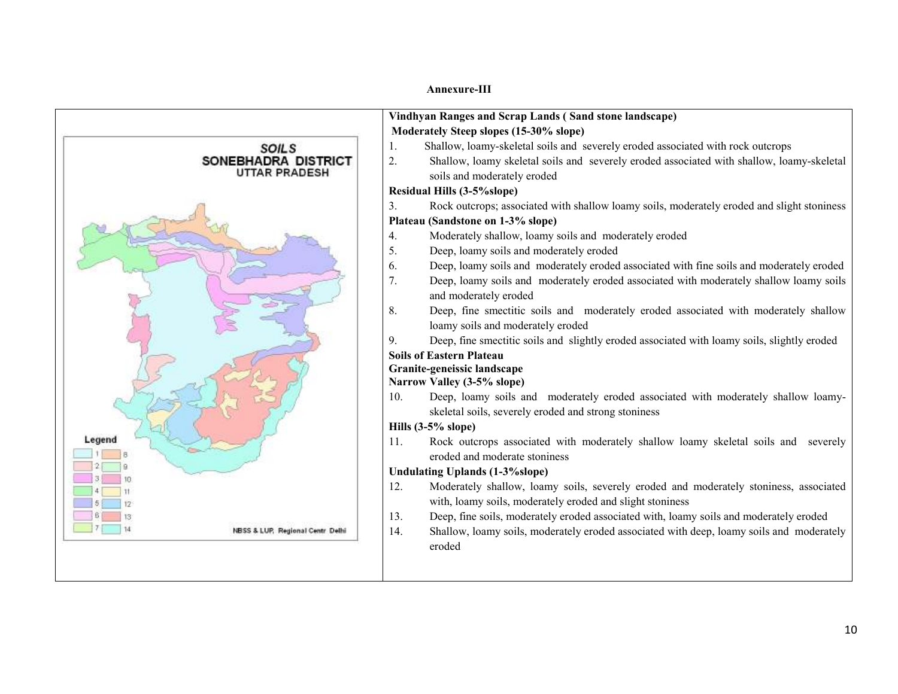**Annexure-III**

**Vindhyan Ranges and Scrap Lands ( Sand stone landscape)**

**Moderately Steep slopes (15-30% slope)**

1. Shallow, loamy-skeletal soils and severely eroded associated with rock outcrops
2. Shallow, loamy skeletal soils and severely eroded associated with shallow, loamy-skeletal soils and moderately eroded

**Residual Hills (3-5%slope)**

3. Rock outcrops; associated with shallow loamy soils, moderately eroded and slight stoniness

**Plateau (Sandstone on 1-3% slope)**

4. Moderately shallow, loamy soils and moderately eroded
5. Deep, loamy soils and moderately eroded
6. Deep, loamy soils and moderately eroded associated with fine soils and moderately eroded
7. Deep, loamy soils and moderately eroded associated with moderately shallow loamy soils and moderately eroded
8. Deep, fine smectitic soils and moderately eroded associated with moderately shallow loamy soils and moderately eroded
9. Deep, fine smectitic soils and slightly eroded associated with loamy soils, slightly eroded

**Soils of Eastern Plateau**

**Granite-geneissic landscape**

**Narrow Valley (3-5% slope)**

10. Deep, loamy soils and moderately eroded associated with moderately shallow loamy-skeletal soils, severely eroded and strong stoniness

**Hills (3-5% slope)**

11. Rock outcrops associated with moderately shallow loamy skeletal soils and severely eroded and moderate stoniness

**Undulating Uplands (1-3%slope)**

12. Moderately shallow, loamy soils, severely eroded and moderately stoniness, associated with, loamy soils, moderately eroded and slight stoniness
13. Deep, fine soils, moderately eroded associated with, loamy soils and moderately eroded
14. Shallow, loamy soils, moderately eroded associated with deep, loamy soils and moderately eroded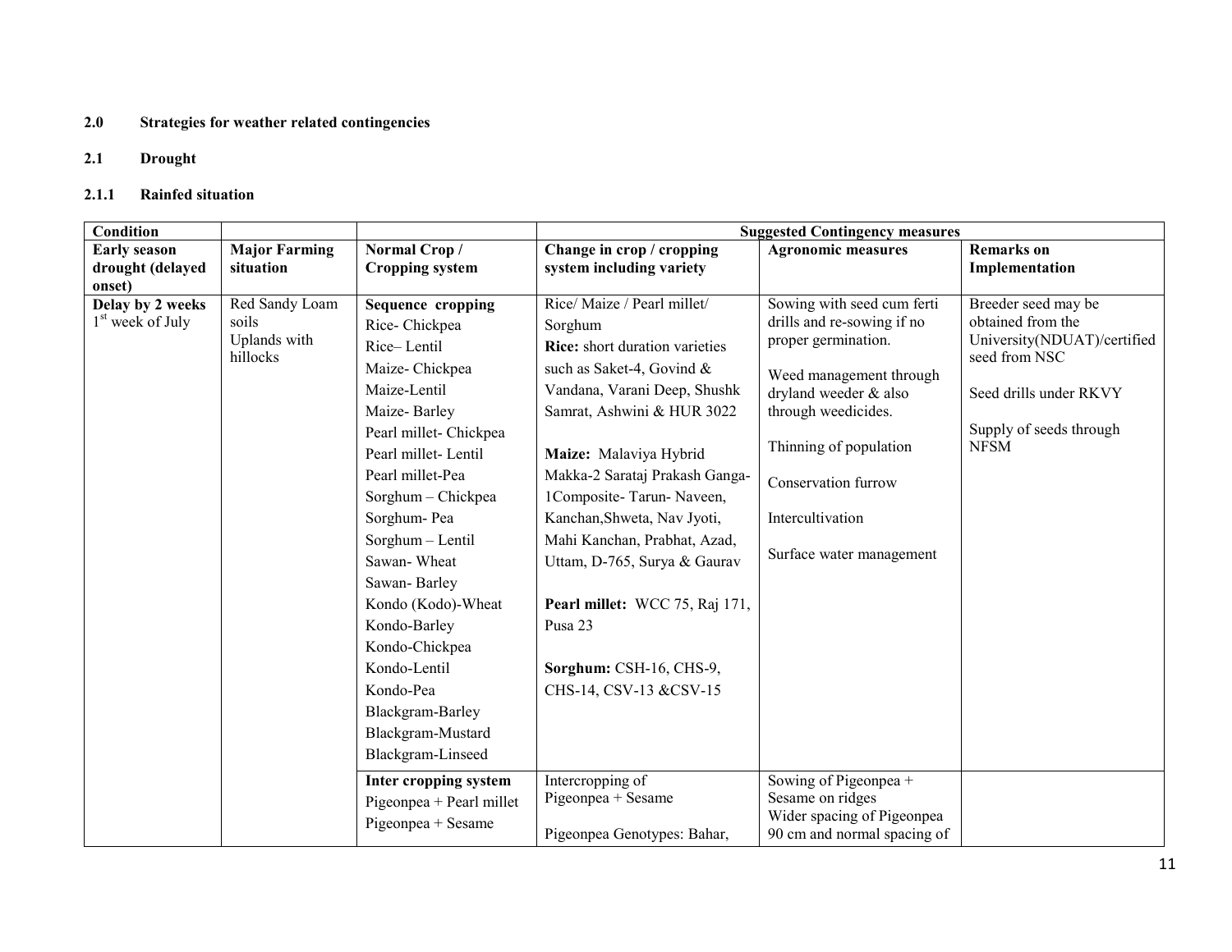## 2.0 Strategies for weather related contingencies

### 2.1 Drought

#### 2.1.1 Rainfed situation

| Condition | | | Suggested Contingency measures | | |
|---|---|---|---|---|---|
| **Early season drought (delayed onset)** | **Major Farming situation** | **Normal Crop / Cropping system** | **Change in crop / cropping system including variety** | **Agronomic measures** | **Remarks on Implementation** |
| **Delay by 2 weeks** 1st week of July | Red Sandy Loam soils Uplands with hillocks | **Sequence cropping** Rice- Chickpea Rice– Lentil Maize- Chickpea Maize-Lentil Maize- Barley Pearl millet- Chickpea Pearl millet- Lentil Pearl millet-Pea Sorghum – Chickpea Sorghum- Pea Sorghum – Lentil Sawan- Wheat Sawan- Barley Kondo (Kodo)-Wheat Kondo-Barley Kondo-Chickpea Kondo-Lentil Kondo-Pea Blackgram-Barley Blackgram-Mustard Blackgram-Linseed | Rice/ Maize / Pearl millet/ Sorghum **Rice:** short duration varieties such as Saket-4, Govind & Vandana, Varani Deep, Shushk Samrat, Ashwini & HUR 3022 **Maize:** Malaviya Hybrid Makka-2 Sarataj Prakash Ganga-1Composite- Tarun- Naveen, Kanchan,Shweta, Nav Jyoti, Mahi Kanchan, Prabhat, Azad, Uttam, D-765, Surya & Gaurav **Pearl millet:** WCC 75, Raj 171, Pusa 23 **Sorghum:** CSH-16, CHS-9, CHS-14, CSV-13 &CSV-15 | Sowing with seed cum ferti drills and re-sowing if no proper germination. Weed management through dryland weeder & also through weedicides. Thinning of population Conservation furrow Intercultivation Surface water management | Breeder seed may be obtained from the University(NDUAT)/certified seed from NSC Seed drills under RKVY Supply of seeds through NFSM |
| | | **Inter cropping system** Pigeonpea + Pearl millet Pigeonpea + Sesame | Intercropping of Pigeonpea + Sesame Pigeonpea Genotypes: Bahar, | Sowing of Pigeonpea + Sesame on ridges Wider spacing of Pigeonpea 90 cm and normal spacing of | |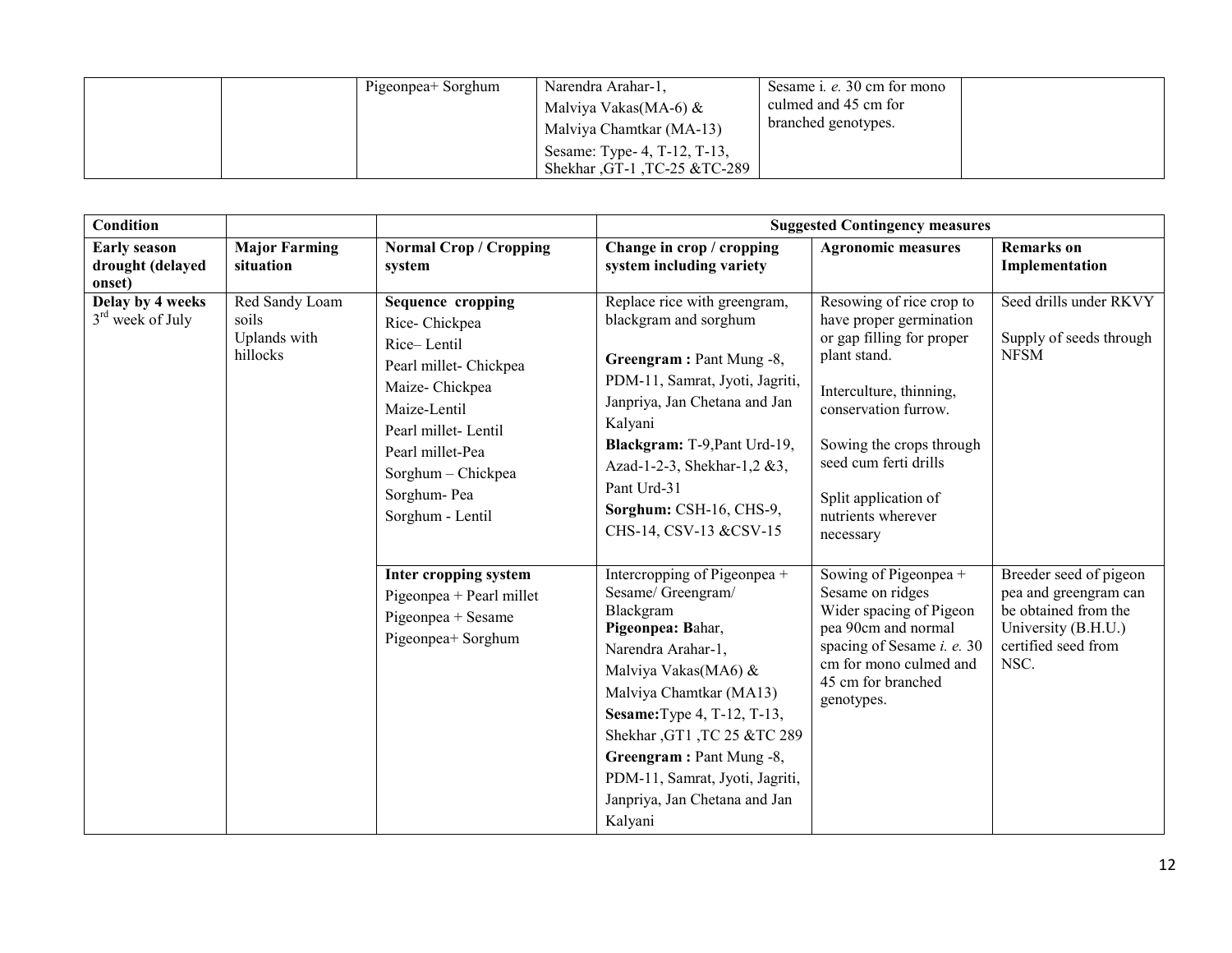| | | Pigeonpea+ Sorghum | Narendra Arahar-1, Malviya Vakas(MA-6) & Malviya Chamtkar (MA-13) Sesame: Type- 4, T-12, T-13, Shekhar ,GT-1 ,TC-25 &TC-289 | Sesame *i. e.* 30 cm for mono culmed and 45 cm for branched genotypes. | |
|---|---|---|---|---|---|

| Condition | | | Suggested Contingency measures | | |
|---|---|---|---|---|---|
| **Early season drought (delayed onset)** | **Major Farming situation** | **Normal Crop / Cropping system** | **Change in crop / cropping system including variety** | **Agronomic measures** | **Remarks on Implementation** |
| **Delay by 4 weeks** 3rd week of July | Red Sandy Loam soils Uplands with hillocks | **Sequence cropping** Rice- Chickpea Rice– Lentil Pearl millet- Chickpea Maize- Chickpea Maize-Lentil Pearl millet- Lentil Pearl millet-Pea Sorghum – Chickpea Sorghum- Pea Sorghum - Lentil | Replace rice with greengram, blackgram and sorghum **Greengram :** Pant Mung -8, PDM-11, Samrat, Jyoti, Jagriti, Janpriya, Jan Chetana and Jan Kalyani **Blackgram:** T-9,Pant Urd-19, Azad-1-2-3, Shekhar-1,2 &3, Pant Urd-31 **Sorghum:** CSH-16, CHS-9, CHS-14, CSV-13 &CSV-15 | Resowing of rice crop to have proper germination or gap filling for proper plant stand. Interculture, thinning, conservation furrow. Sowing the crops through seed cum ferti drills Split application of nutrients wherever necessary | Seed drills under RKVY Supply of seeds through NFSM |
| | | **Inter cropping system** Pigeonpea + Pearl millet Pigeonpea + Sesame Pigeonpea+ Sorghum | Intercropping of Pigeonpea + Sesame/ Greengram/ Blackgram **Pigeonpea: B**ahar, Narendra Arahar-1, Malviya Vakas(MA6) & Malviya Chamtkar (MA13) **Sesame:**Type 4, T-12, T-13, Shekhar ,GT1 ,TC 25 &TC 289 **Greengram :** Pant Mung -8, PDM-11, Samrat, Jyoti, Jagriti, Janpriya, Jan Chetana and Jan Kalyani | Sowing of Pigeonpea + Sesame on ridges Wider spacing of Pigeon pea 90cm and normal spacing of Sesame *i. e.* 30 cm for mono culmed and 45 cm for branched genotypes. | Breeder seed of pigeon pea and greengram can be obtained from the University (B.H.U.) certified seed from NSC. |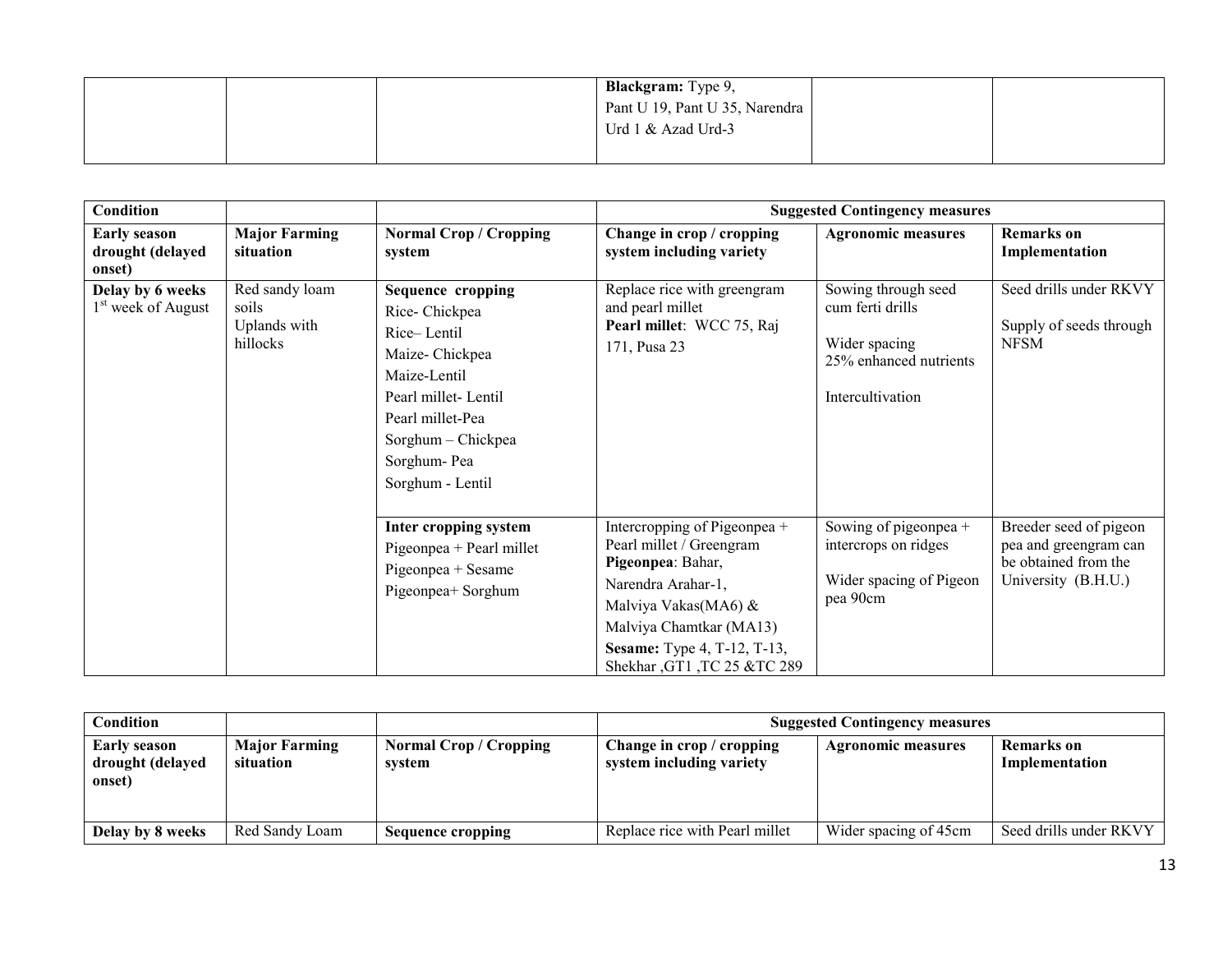| | | | **Blackgram:** Type 9, Pant U 19, Pant U 35, Narendra Urd 1 & Azad Urd-3 | | |
|---|---|---|---|---|---|

| **Condition** | | | **Suggested Contingency measures** | | |
|---|---|---|---|---|---|
| **Early season drought (delayed onset)** | **Major Farming situation** | **Normal Crop / Cropping system** | **Change in crop / cropping system including variety** | **Agronomic measures** | **Remarks on Implementation** |
| **Delay by 6 weeks** 1st week of August | Red sandy loam soils Uplands with hillocks | **Sequence cropping** Rice- Chickpea Rice– Lentil Maize- Chickpea Maize-Lentil Pearl millet- Lentil Pearl millet-Pea Sorghum – Chickpea Sorghum- Pea Sorghum - Lentil | Replace rice with greengram and pearl millet **Pearl millet**: WCC 75, Raj 171, Pusa 23 | Sowing through seed cum ferti drills Wider spacing 25% enhanced nutrients Intercultivation | Seed drills under RKVY Supply of seeds through NFSM |
| | | **Inter cropping system** Pigeonpea + Pearl millet Pigeonpea + Sesame Pigeonpea+ Sorghum | Intercropping of Pigeonpea + Pearl millet / Greengram **Pigeonpea**: Bahar, Narendra Arahar-1, Malviya Vakas(MA6) & Malviya Chamtkar (MA13) **Sesame:** Type 4, T-12, T-13, Shekhar ,GT1 ,TC 25 &TC 289 | Sowing of pigeonpea + intercrops on ridges Wider spacing of Pigeon pea 90cm | Breeder seed of pigeon pea and greengram can be obtained from the University (B.H.U.) |

| **Condition** | | | **Suggested Contingency measures** | | |
|---|---|---|---|---|---|
| **Early season drought (delayed onset)** | **Major Farming situation** | **Normal Crop / Cropping system** | **Change in crop / cropping system including variety** | **Agronomic measures** | **Remarks on Implementation** |
| **Delay by 8 weeks** | Red Sandy Loam | **Sequence cropping** | Replace rice with Pearl millet | Wider spacing of 45cm | Seed drills under RKVY |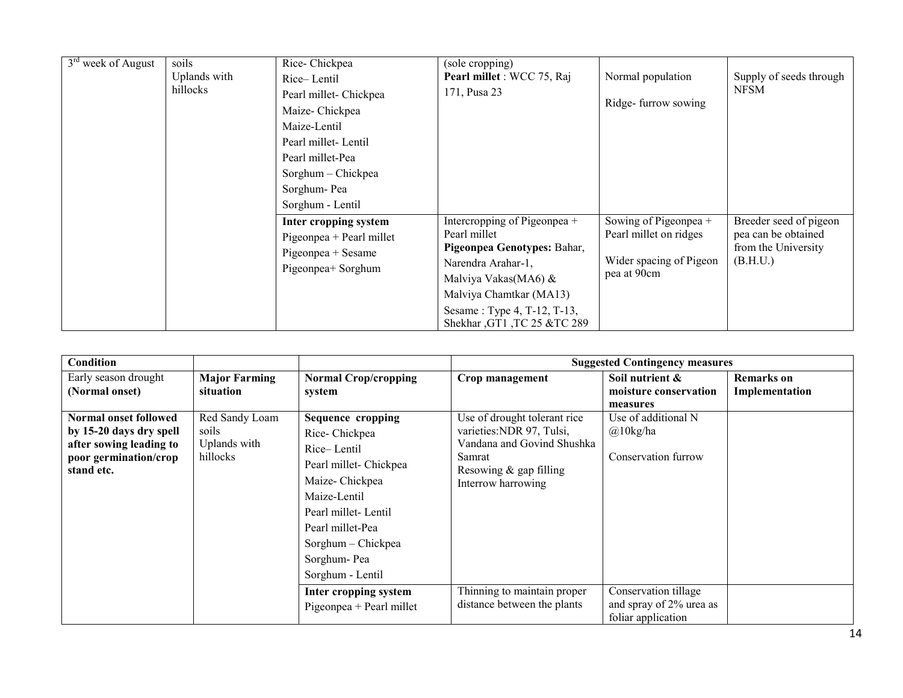| 3rd week of August | soils Uplands with hillocks | Rice- Chickpea<br>Rice– Lentil<br>Pearl millet- Chickpea<br>Maize- Chickpea<br>Maize-Lentil<br>Pearl millet- Lentil<br>Pearl millet-Pea<br>Sorghum – Chickpea<br>Sorghum- Pea<br>Sorghum - Lentil | (sole cropping)<br>**Pearl millet** : WCC 75, Raj 171, Pusa 23 | Normal population<br><br>Ridge- furrow sowing | Supply of seeds through NFSM |
|---|---|---|---|---|---|
| | | **Inter cropping system**<br>Pigeonpea + Pearl millet<br>Pigeonpea + Sesame<br>Pigeonpea+ Sorghum | Intercropping of Pigeonpea + Pearl millet<br>**Pigeonpea Genotypes:** Bahar, Narendra Arahar-1, Malviya Vakas(MA6) & Malviya Chamtkar (MA13)<br>Sesame : Type 4, T-12, T-13, Shekhar ,GT1 ,TC 25 &TC 289 | Sowing of Pigeonpea + Pearl millet on ridges<br><br>Wider spacing of Pigeon pea at 90cm | Breeder seed of pigeon pea can be obtained from the University (B.H.U.) |

| **Condition** | | | **Suggested Contingency measures** | | |
|---|---|---|---|---|---|
| Early season drought **(Normal onset)** | **Major Farming situation** | **Normal Crop/cropping system** | **Crop management** | **Soil nutrient & moisture conservation measures** | **Remarks on Implementation** |
| **Normal onset followed by 15-20 days dry spell after sowing leading to poor germination/crop stand etc.** | Red Sandy Loam soils Uplands with hillocks | **Sequence cropping**<br>Rice- Chickpea<br>Rice– Lentil<br>Pearl millet- Chickpea<br>Maize- Chickpea<br>Maize-Lentil<br>Pearl millet- Lentil<br>Pearl millet-Pea<br>Sorghum – Chickpea<br>Sorghum- Pea<br>Sorghum - Lentil | Use of drought tolerant rice varieties:NDR 97, Tulsi, Vandana and Govind Shushka Samrat<br>Resowing & gap filling<br>Interrow harrowing | Use of additional N @10kg/ha<br><br>Conservation furrow | |
| | | **Inter cropping system**<br>Pigeonpea + Pearl millet | Thinning to maintain proper distance between the plants | Conservation tillage and spray of 2% urea as foliar application | |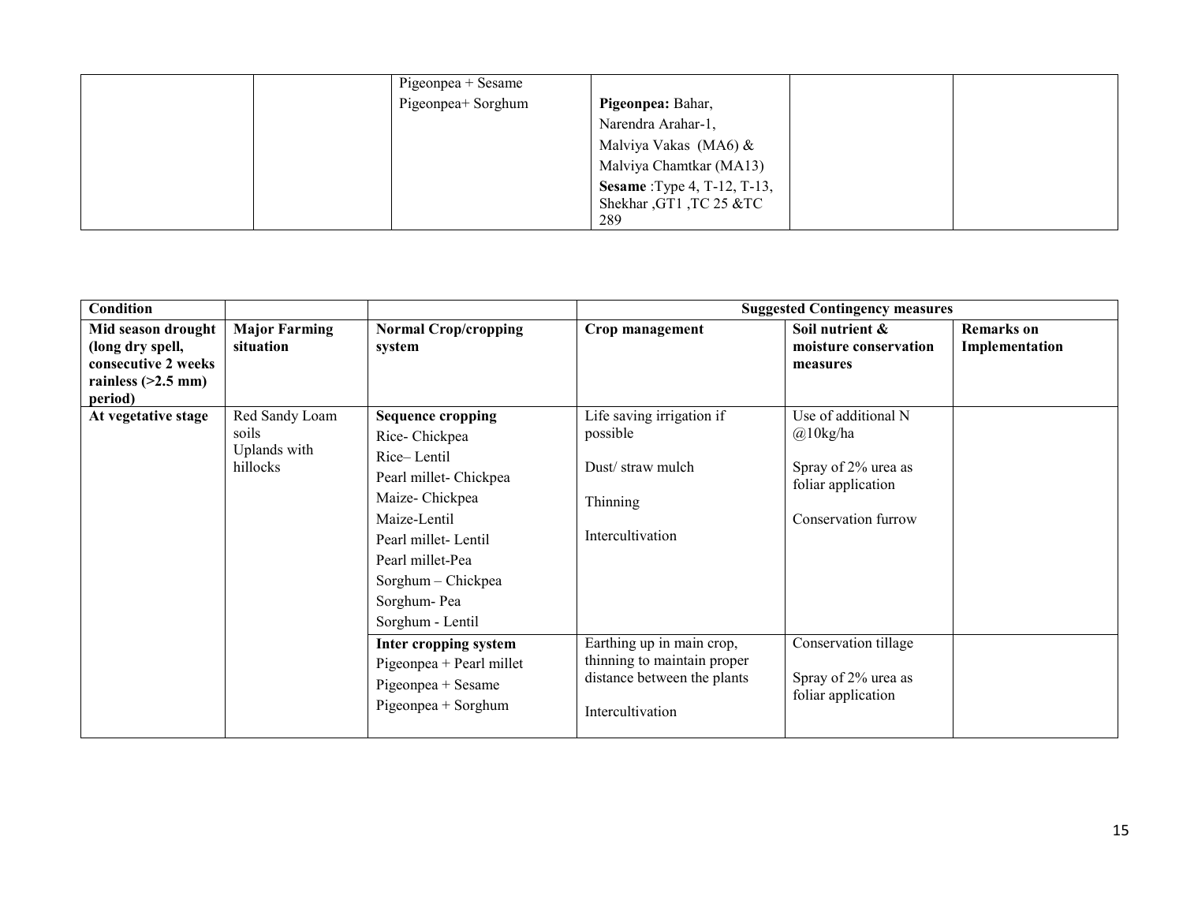| | | | | | |
|---|---|---|---|---|---|
| | | Pigeonpea + Sesame<br>Pigeonpea+ Sorghum | **Pigeonpea:** Bahar, Narendra Arahar-1, Malviya Vakas (MA6) & Malviya Chamtkar (MA13)<br>**Sesame** :Type 4, T-12, T-13, Shekhar ,GT1 ,TC 25 &TC 289 | | |

| **Condition** | | | **Suggested Contingency measures** | | |
|---|---|---|---|---|---|
| **Mid season drought (long dry spell, consecutive 2 weeks rainless (>2.5 mm) period)** | **Major Farming situation** | **Normal Crop/cropping system** | **Crop management** | **Soil nutrient & moisture conservation measures** | **Remarks on Implementation** |
| **At vegetative stage** | Red Sandy Loam soils<br>Uplands with hillocks | **Sequence cropping**<br>Rice- Chickpea<br>Rice– Lentil<br>Pearl millet- Chickpea<br>Maize- Chickpea<br>Maize-Lentil<br>Pearl millet- Lentil<br>Pearl millet-Pea<br>Sorghum – Chickpea<br>Sorghum- Pea<br>Sorghum - Lentil | Life saving irrigation if possible<br><br>Dust/ straw mulch<br><br>Thinning<br><br>Intercultivation | Use of additional N @10kg/ha<br><br>Spray of 2% urea as foliar application<br><br>Conservation furrow | |
| | | **Inter cropping system**<br>Pigeonpea + Pearl millet<br>Pigeonpea + Sesame<br>Pigeonpea + Sorghum | Earthing up in main crop, thinning to maintain proper distance between the plants<br><br>Intercultivation | Conservation tillage<br><br>Spray of 2% urea as foliar application | |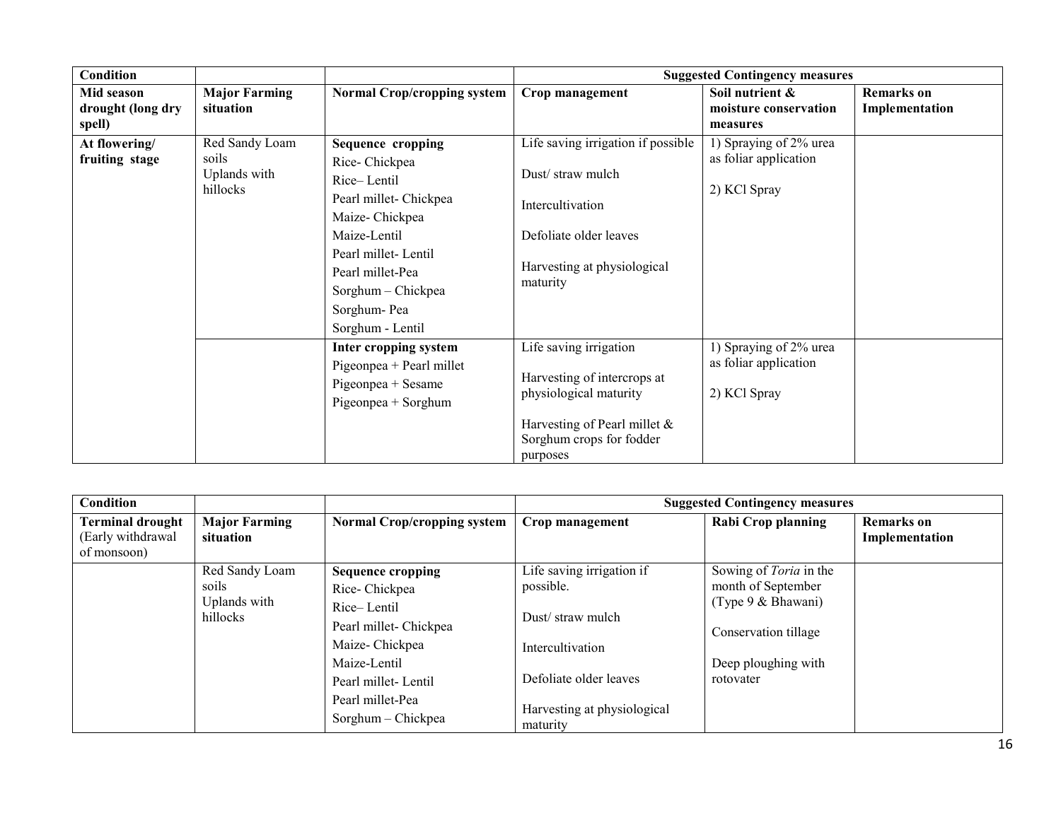| Condition | | | Suggested Contingency measures | | |
|---|---|---|---|---|---|
| **Mid season drought (long dry spell)** | **Major Farming situation** | **Normal Crop/cropping system** | **Crop management** | **Soil nutrient & moisture conservation measures** | **Remarks on Implementation** |
| **At flowering/ fruiting stage** | Red Sandy Loam soils Uplands with hillocks | **Sequence cropping**<br>Rice- Chickpea<br>Rice– Lentil<br>Pearl millet- Chickpea<br>Maize- Chickpea<br>Maize-Lentil<br>Pearl millet- Lentil<br>Pearl millet-Pea<br>Sorghum – Chickpea<br>Sorghum- Pea<br>Sorghum - Lentil | Life saving irrigation if possible<br><br>Dust/ straw mulch<br><br>Intercultivation<br><br>Defoliate older leaves<br><br>Harvesting at physiological maturity | 1) Spraying of 2% urea as foliar application<br><br>2) KCl Spray | |
| | | **Inter cropping system**<br>Pigeonpea + Pearl millet<br>Pigeonpea + Sesame<br>Pigeonpea + Sorghum | Life saving irrigation<br><br>Harvesting of intercrops at physiological maturity<br><br>Harvesting of Pearl millet & Sorghum crops for fodder purposes | 1) Spraying of 2% urea as foliar application<br><br>2) KCl Spray | |

| Condition | | | Suggested Contingency measures | | |
|---|---|---|---|---|---|
| **Terminal drought** (Early withdrawal of monsoon) | **Major Farming situation** | **Normal Crop/cropping system** | **Crop management** | **Rabi Crop planning** | **Remarks on Implementation** |
| | Red Sandy Loam soils Uplands with hillocks | **Sequence cropping**<br>Rice- Chickpea<br>Rice– Lentil<br>Pearl millet- Chickpea<br>Maize- Chickpea<br>Maize-Lentil<br>Pearl millet- Lentil<br>Pearl millet-Pea<br>Sorghum – Chickpea | Life saving irrigation if possible.<br><br>Dust/ straw mulch<br><br>Intercultivation<br><br>Defoliate older leaves<br><br>Harvesting at physiological maturity | Sowing of *Toria* in the month of September (Type 9 & Bhawani)<br><br>Conservation tillage<br><br>Deep ploughing with rotovater | |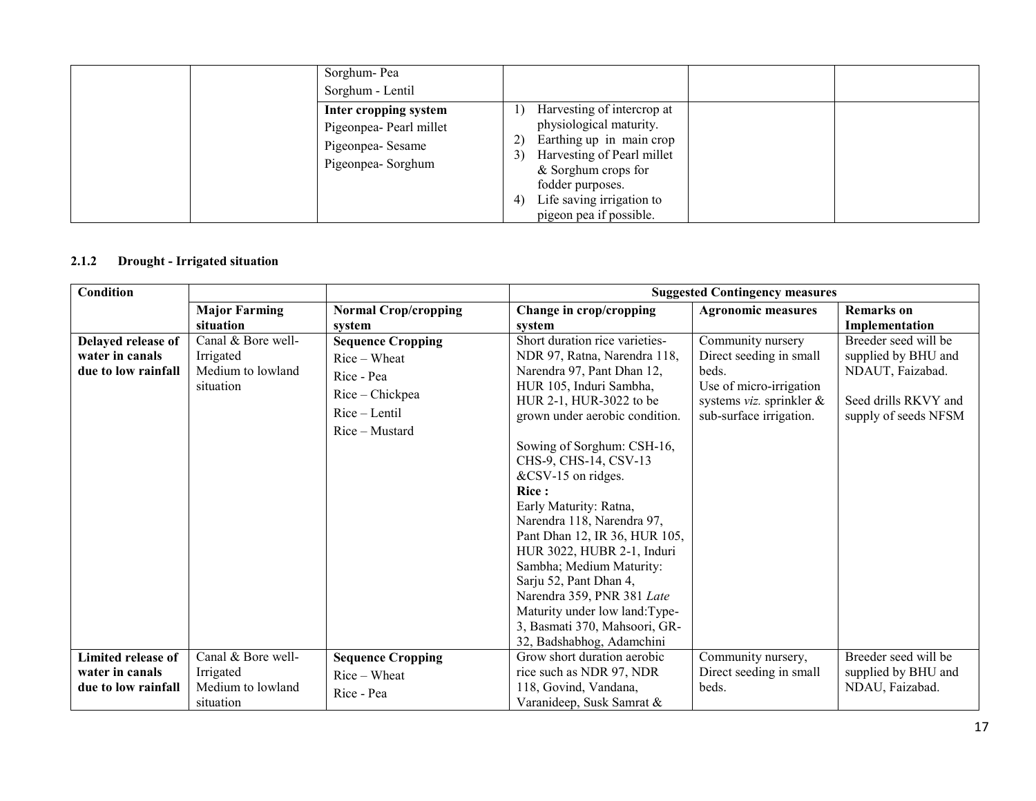| | | | | | |
|---|---|---|---|---|---|
| | | Sorghum- Pea<br>Sorghum - Lentil | | | |
| | | **Inter cropping system**<br>Pigeonpea- Pearl millet<br>Pigeonpea- Sesame<br>Pigeonpea- Sorghum | 1) Harvesting of intercrop at physiological maturity.<br>2) Earthing up in main crop<br>3) Harvesting of Pearl millet & Sorghum crops for fodder purposes.<br>4) Life saving irrigation to pigeon pea if possible. | | |

### 2.1.2 Drought - Irrigated situation

| Condition | | | Suggested Contingency measures | | |
|---|---|---|---|---|---|
| | **Major Farming situation** | **Normal Crop/cropping system** | **Change in crop/cropping system** | **Agronomic measures** | **Remarks on Implementation** |
| **Delayed release of water in canals due to low rainfall** | Canal & Bore well-Irrigated Medium to lowland situation | **Sequence Cropping**<br>Rice – Wheat<br>Rice - Pea<br>Rice – Chickpea<br>Rice – Lentil<br>Rice – Mustard | Short duration rice varieties- NDR 97, Ratna, Narendra 118, Narendra 97, Pant Dhan 12, HUR 105, Induri Sambha, HUR 2-1, HUR-3022 to be grown under aerobic condition.<br><br>Sowing of Sorghum: CSH-16, CHS-9, CHS-14, CSV-13 &CSV-15 on ridges.<br>**Rice :**<br>Early Maturity: Ratna, Narendra 118, Narendra 97, Pant Dhan 12, IR 36, HUR 105, HUR 3022, HUBR 2-1, Induri Sambha; Medium Maturity: Sarju 52, Pant Dhan 4, Narendra 359, PNR 381 *Late* Maturity under low land:Type-3, Basmati 370, Mahsoori, GR-32, Badshabhog, Adamchini | Community nursery<br>Direct seeding in small beds.<br>Use of micro-irrigation systems *viz.* sprinkler & sub-surface irrigation. | Breeder seed will be supplied by BHU and NDAUT, Faizabad.<br><br>Seed drills RKVY and supply of seeds NFSM |
| **Limited release of water in canals due to low rainfall** | Canal & Bore well-Irrigated Medium to lowland situation | **Sequence Cropping**<br>Rice – Wheat<br>Rice - Pea | Grow short duration aerobic rice such as NDR 97, NDR 118, Govind, Vandana, Varanideep, Susk Samrat & | Community nursery,<br>Direct seeding in small beds. | Breeder seed will be supplied by BHU and NDAU, Faizabad. |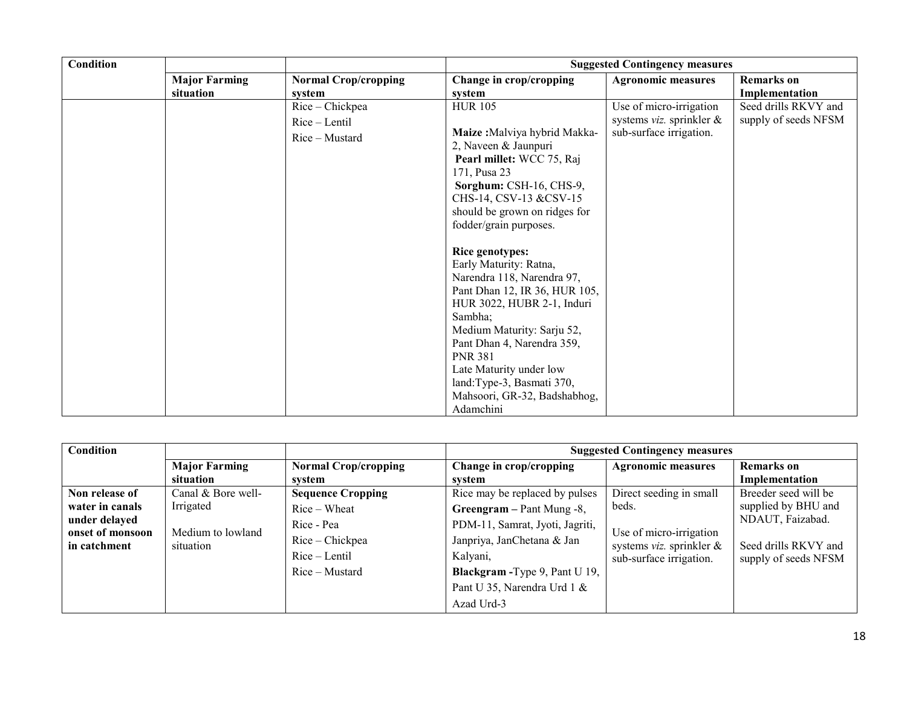| Condition | | | Suggested Contingency measures | | |
|---|---|---|---|---|---|
| | **Major Farming situation** | **Normal Crop/cropping system** | **Change in crop/cropping system** | **Agronomic measures** | **Remarks on Implementation** |
| | | Rice – Chickpea<br>Rice – Lentil<br>Rice – Mustard | HUR 105<br><br>**Maize :**Malviya hybrid Makka-2, Naveen & Jaunpuri<br>**Pearl millet:** WCC 75, Raj 171, Pusa 23<br>**Sorghum:** CSH-16, CHS-9, CHS-14, CSV-13 &CSV-15 should be grown on ridges for fodder/grain purposes.<br><br>**Rice genotypes:**<br>Early Maturity: Ratna, Narendra 118, Narendra 97, Pant Dhan 12, IR 36, HUR 105, HUR 3022, HUBR 2-1, Induri Sambha;<br>Medium Maturity: Sarju 52, Pant Dhan 4, Narendra 359, PNR 381<br>Late Maturity under low land:Type-3, Basmati 370, Mahsoori, GR-32, Badshabhog, Adamchini | Use of micro-irrigation systems *viz.* sprinkler & sub-surface irrigation. | Seed drills RKVY and supply of seeds NFSM |

| Condition | | | Suggested Contingency measures | | |
|---|---|---|---|---|---|
| | **Major Farming situation** | **Normal Crop/cropping system** | **Change in crop/cropping system** | **Agronomic measures** | **Remarks on Implementation** |
| **Non release of water in canals under delayed onset of monsoon in catchment** | Canal & Bore well-Irrigated<br><br>Medium to lowland situation | **Sequence Cropping**<br>Rice – Wheat<br>Rice - Pea<br>Rice – Chickpea<br>Rice – Lentil<br>Rice – Mustard | Rice may be replaced by pulses<br>**Greengram –** Pant Mung -8, PDM-11, Samrat, Jyoti, Jagriti, Janpriya, JanChetana & Jan Kalyani,<br>**Blackgram -**Type 9, Pant U 19, Pant U 35, Narendra Urd 1 & Azad Urd-3 | Direct seeding in small beds.<br><br>Use of micro-irrigation systems *viz.* sprinkler & sub-surface irrigation. | Breeder seed will be supplied by BHU and NDAUT, Faizabad.<br><br>Seed drills RKVY and supply of seeds NFSM |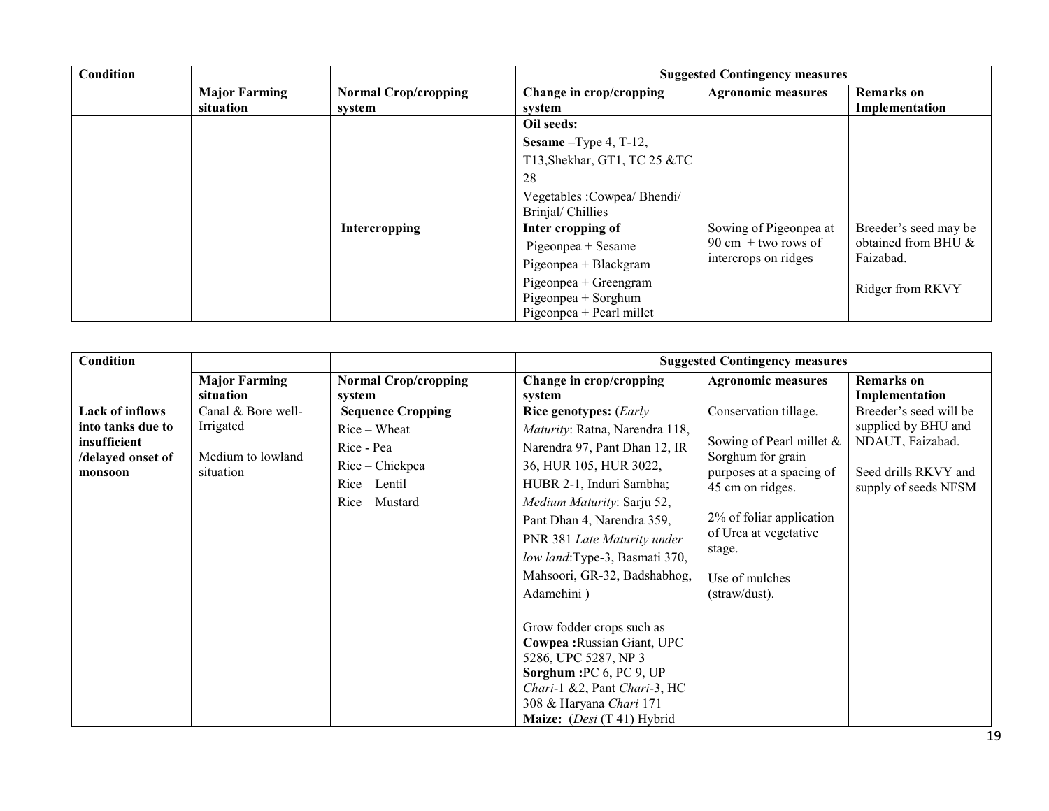| Condition | | | Suggested Contingency measures | | |
|---|---|---|---|---|---|
| | **Major Farming situation** | **Normal Crop/cropping system** | **Change in crop/cropping system** | **Agronomic measures** | **Remarks on Implementation** |
| | | | **Oil seeds:**<br>**Sesame** –Type 4, T-12, T13,Shekhar, GT1, TC 25 &TC 28<br>Vegetables :Cowpea/ Bhendi/ Brinjal/ Chillies | | |
| | | **Intercropping** | **Inter cropping of**<br>Pigeonpea + Sesame<br>Pigeonpea + Blackgram<br>Pigeonpea + Greengram<br>Pigeonpea + Sorghum<br>Pigeonpea + Pearl millet | Sowing of Pigeonpea at 90 cm + two rows of intercrops on ridges | Breeder's seed may be obtained from BHU & Faizabad.<br><br>Ridger from RKVY |

| Condition | | | Suggested Contingency measures | | |
|---|---|---|---|---|---|
| | **Major Farming situation** | **Normal Crop/cropping system** | **Change in crop/cropping system** | **Agronomic measures** | **Remarks on Implementation** |
| **Lack of inflows into tanks due to insufficient /delayed onset of monsoon** | Canal & Bore well-Irrigated<br><br>Medium to lowland situation | **Sequence Cropping**<br>Rice – Wheat<br>Rice - Pea<br>Rice – Chickpea<br>Rice – Lentil<br>Rice – Mustard | **Rice genotypes:** (*Early Maturity*: Ratna, Narendra 118, Narendra 97, Pant Dhan 12, IR 36, HUR 105, HUR 3022, HUBR 2-1, Induri Sambha; *Medium Maturity*: Sarju 52, Pant Dhan 4, Narendra 359, PNR 381 *Late Maturity under low land*:Type-3, Basmati 370, Mahsoori, GR-32, Badshabhog, Adamchini )<br><br>Grow fodder crops such as **Cowpea :**Russian Giant, UPC 5286, UPC 5287, NP 3<br>**Sorghum :**PC 6, PC 9, UP *Chari*-1 &2, Pant *Chari*-3, HC 308 & Haryana *Chari* 171<br>**Maize:** (*Desi* (T 41) Hybrid | Conservation tillage.<br><br>Sowing of Pearl millet & Sorghum for grain purposes at a spacing of 45 cm on ridges.<br><br>2% of foliar application of Urea at vegetative stage.<br><br>Use of mulches (straw/dust). | Breeder's seed will be supplied by BHU and NDAUT, Faizabad.<br><br>Seed drills RKVY and supply of seeds NFSM |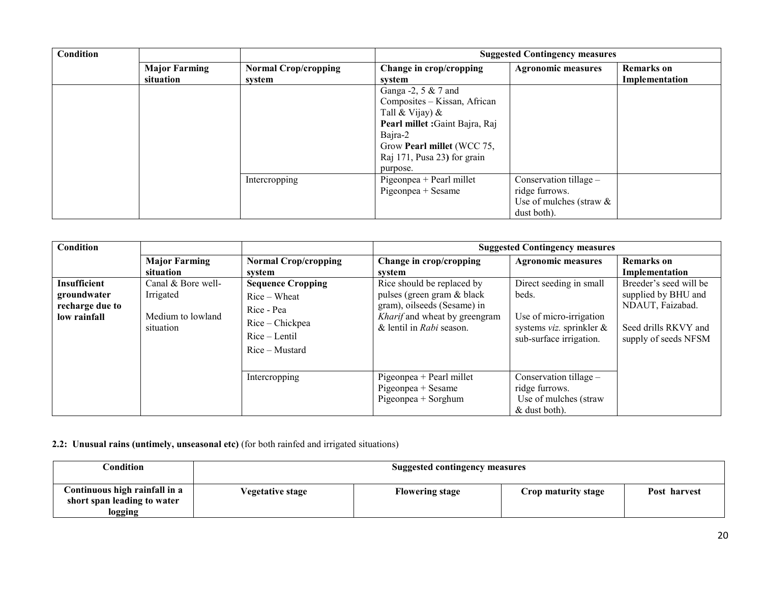| Condition | | | Suggested Contingency measures | | |
|---|---|---|---|---|---|
| | **Major Farming situation** | **Normal Crop/cropping system** | **Change in crop/cropping system** | **Agronomic measures** | **Remarks on Implementation** |
| | | | Ganga -2, 5 & 7 and Composites – Kissan, African Tall & Vijay) & **Pearl millet :**Gaint Bajra, Raj Bajra-2 Grow **Pearl millet** (WCC 75, Raj 171, Pusa 23**)** for grain purpose. | | |
| | | Intercropping | Pigeonpea + Pearl millet<br>Pigeonpea + Sesame | Conservation tillage – ridge furrows.<br>Use of mulches (straw & dust both). | |

| Condition | | | Suggested Contingency measures | | |
|---|---|---|---|---|---|
| | **Major Farming situation** | **Normal Crop/cropping system** | **Change in crop/cropping system** | **Agronomic measures** | **Remarks on Implementation** |
| **Insufficient groundwater recharge due to low rainfall** | Canal & Bore well-Irrigated<br><br>Medium to lowland situation | **Sequence Cropping**<br>Rice – Wheat<br>Rice - Pea<br>Rice – Chickpea<br>Rice – Lentil<br>Rice – Mustard | Rice should be replaced by pulses (green gram & black gram), oilseeds (Sesame) in *Kharif* and wheat by greengram & lentil in *Rabi* season. | Direct seeding in small beds.<br><br>Use of micro-irrigation systems *viz.* sprinkler & sub-surface irrigation. | Breeder's seed will be supplied by BHU and NDAUT, Faizabad.<br><br>Seed drills RKVY and supply of seeds NFSM |
| | | Intercropping | Pigeonpea + Pearl millet<br>Pigeonpea + Sesame<br>Pigeonpea + Sorghum | Conservation tillage – ridge furrows.<br>Use of mulches (straw & dust both). | |

**2.2: Unusual rains (untimely, unseasonal etc)** (for both rainfed and irrigated situations)

| Condition | Suggested contingency measures | | | |
|---|---|---|---|---|
| **Continuous high rainfall in a short span leading to water logging** | **Vegetative stage** | **Flowering stage** | **Crop maturity stage** | **Post harvest** |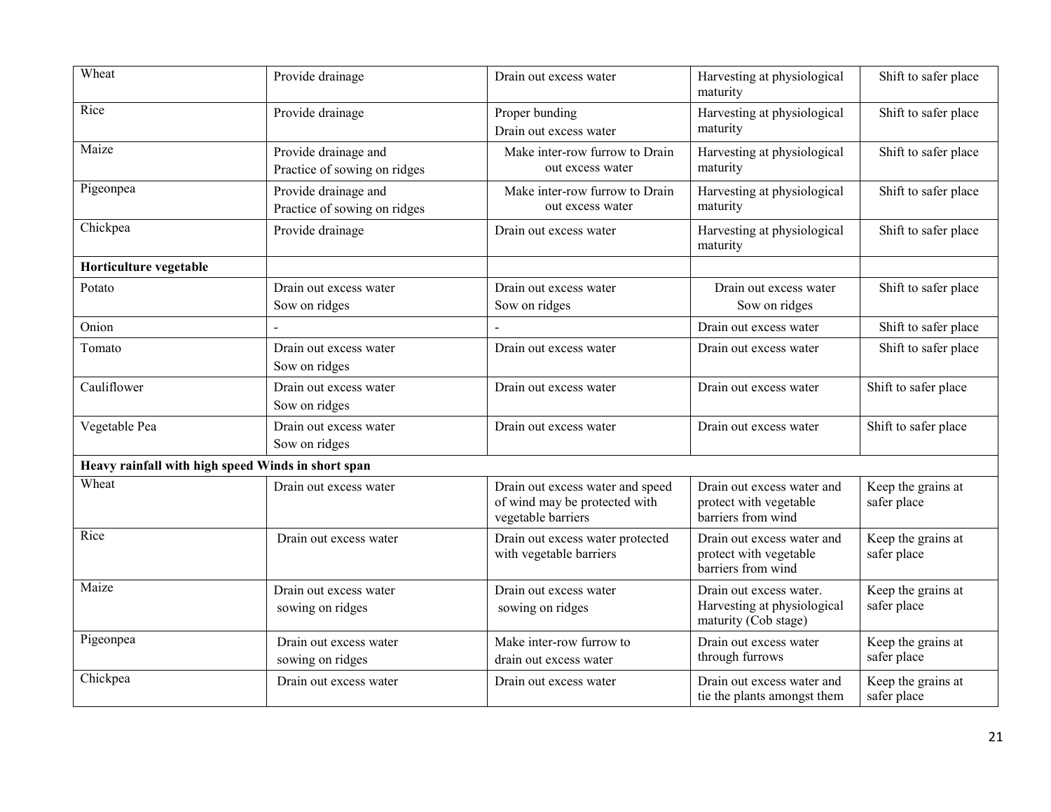| | | | | |
|---|---|---|---|---|
| Wheat | Provide drainage | Drain out excess water | Harvesting at physiological maturity | Shift to safer place |
| Rice | Provide drainage | Proper bunding<br>Drain out excess water | Harvesting at physiological maturity | Shift to safer place |
| Maize | Provide drainage and<br>Practice of sowing on ridges | Make inter-row furrow to Drain out excess water | Harvesting at physiological maturity | Shift to safer place |
| Pigeonpea | Provide drainage and<br>Practice of sowing on ridges | Make inter-row furrow to Drain out excess water | Harvesting at physiological maturity | Shift to safer place |
| Chickpea | Provide drainage | Drain out excess water | Harvesting at physiological maturity | Shift to safer place |
| **Horticulture vegetable** | | | | |
| Potato | Drain out excess water<br>Sow on ridges | Drain out excess water<br>Sow on ridges | Drain out excess water<br>Sow on ridges | Shift to safer place |
| Onion | - | - | Drain out excess water | Shift to safer place |
| Tomato | Drain out excess water<br>Sow on ridges | Drain out excess water | Drain out excess water | Shift to safer place |
| Cauliflower | Drain out excess water<br>Sow on ridges | Drain out excess water | Drain out excess water | Shift to safer place |
| Vegetable Pea | Drain out excess water<br>Sow on ridges | Drain out excess water | Drain out excess water | Shift to safer place |
| **Heavy rainfall with high speed Winds in short span** | | | | |
| Wheat | Drain out excess water | Drain out excess water and speed of wind may be protected with vegetable barriers | Drain out excess water and protect with vegetable barriers from wind | Keep the grains at safer place |
| Rice | Drain out excess water | Drain out excess water protected with vegetable barriers | Drain out excess water and protect with vegetable barriers from wind | Keep the grains at safer place |
| Maize | Drain out excess water<br>sowing on ridges | Drain out excess water<br>sowing on ridges | Drain out excess water. Harvesting at physiological maturity (Cob stage) | Keep the grains at safer place |
| Pigeonpea | Drain out excess water<br>sowing on ridges | Make inter-row furrow to drain out excess water | Drain out excess water through furrows | Keep the grains at safer place |
| Chickpea | Drain out excess water | Drain out excess water | Drain out excess water and tie the plants amongst them | Keep the grains at safer place |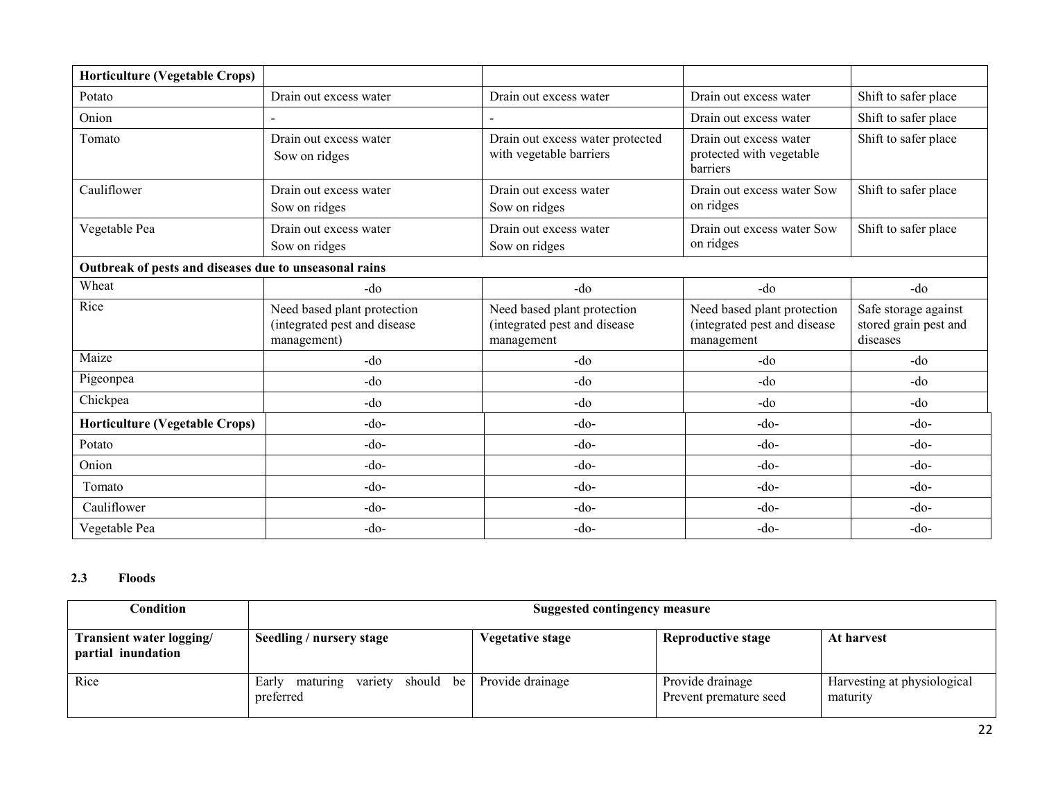| Horticulture (Vegetable Crops) | | | | |
|---|---|---|---|---|
| Potato | Drain out excess water | Drain out excess water | Drain out excess water | Shift to safer place |
| Onion | - | - | Drain out excess water | Shift to safer place |
| Tomato | Drain out excess water<br>Sow on ridges | Drain out excess water protected with vegetable barriers | Drain out excess water protected with vegetable barriers | Shift to safer place |
| Cauliflower | Drain out excess water<br>Sow on ridges | Drain out excess water<br>Sow on ridges | Drain out excess water Sow on ridges | Shift to safer place |
| Vegetable Pea | Drain out excess water<br>Sow on ridges | Drain out excess water<br>Sow on ridges | Drain out excess water Sow on ridges | Shift to safer place |
| **Outbreak of pests and diseases due to unseasonal rains** | | | | |
| Wheat | -do | -do | -do | -do |
| Rice | Need based plant protection (integrated pest and disease management) | Need based plant protection (integrated pest and disease management | Need based plant protection (integrated pest and disease management | Safe storage against stored grain pest and diseases |
| Maize | -do | -do | -do | -do |
| Pigeonpea | -do | -do | -do | -do |
| Chickpea | -do | -do | -do | -do |
| **Horticulture (Vegetable Crops)** | -do- | -do- | -do- | -do- |
| Potato | -do- | -do- | -do- | -do- |
| Onion | -do- | -do- | -do- | -do- |
| Tomato | -do- | -do- | -do- | -do- |
| Cauliflower | -do- | -do- | -do- | -do- |
| Vegetable Pea | -do- | -do- | -do- | -do- |

### 2.3 Floods

| Condition | Suggested contingency measure | | | |
|---|---|---|---|---|
| **Transient water logging/ partial inundation** | **Seedling / nursery stage** | **Vegetative stage** | **Reproductive stage** | **At harvest** |
| Rice | Early maturing variety should be preferred | Provide drainage | Provide drainage<br>Prevent premature seed | Harvesting at physiological maturity |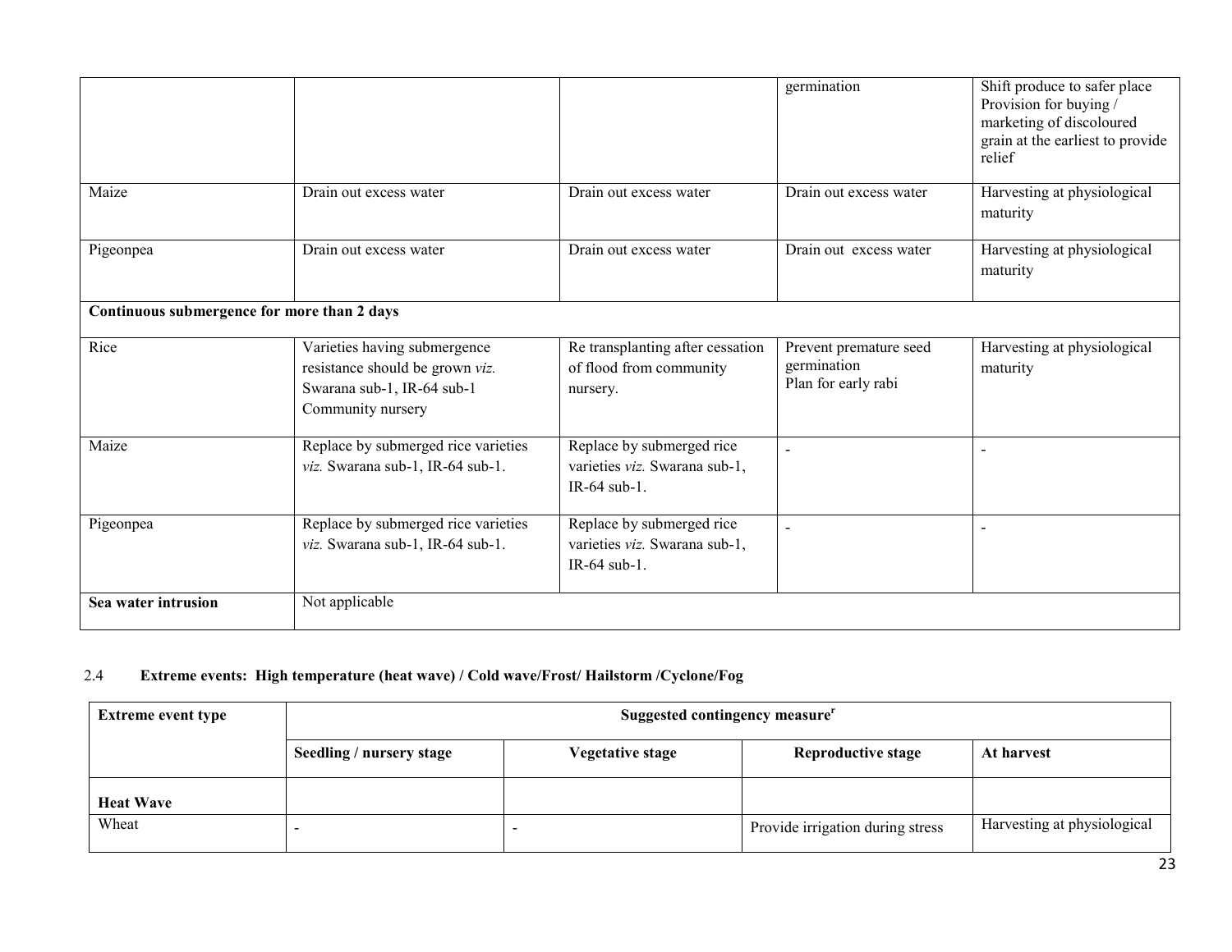| | | | | |
|---|---|---|---|---|
| | | | germination | Shift produce to safer place Provision for buying / marketing of discoloured grain at the earliest to provide relief |
| Maize | Drain out excess water | Drain out excess water | Drain out excess water | Harvesting at physiological maturity |
| Pigeonpea | Drain out excess water | Drain out excess water | Drain out excess water | Harvesting at physiological maturity |
| **Continuous submergence for more than 2 days** | | | | |
| Rice | Varieties having submergence resistance should be grown *viz.* Swarana sub-1, IR-64 sub-1 Community nursery | Re transplanting after cessation of flood from community nursery. | Prevent premature seed germination Plan for early rabi | Harvesting at physiological maturity |
| Maize | Replace by submerged rice varieties *viz.* Swarana sub-1, IR-64 sub-1. | Replace by submerged rice varieties *viz.* Swarana sub-1, IR-64 sub-1. | - | - |
| Pigeonpea | Replace by submerged rice varieties *viz.* Swarana sub-1, IR-64 sub-1. | Replace by submerged rice varieties *viz.* Swarana sub-1, IR-64 sub-1. | - | - |
| **Sea water intrusion** | Not applicable | | | |

### 2.4 Extreme events: High temperature (heat wave) / Cold wave/Frost/ Hailstorm /Cyclone/Fog

| Extreme event type | Suggested contingency measure[r] | | | |
|---|---|---|---|---|
| | **Seedling / nursery stage** | **Vegetative stage** | **Reproductive stage** | **At harvest** |
| **Heat Wave** | | | | |
| Wheat | - | - | Provide irrigation during stress | Harvesting at physiological |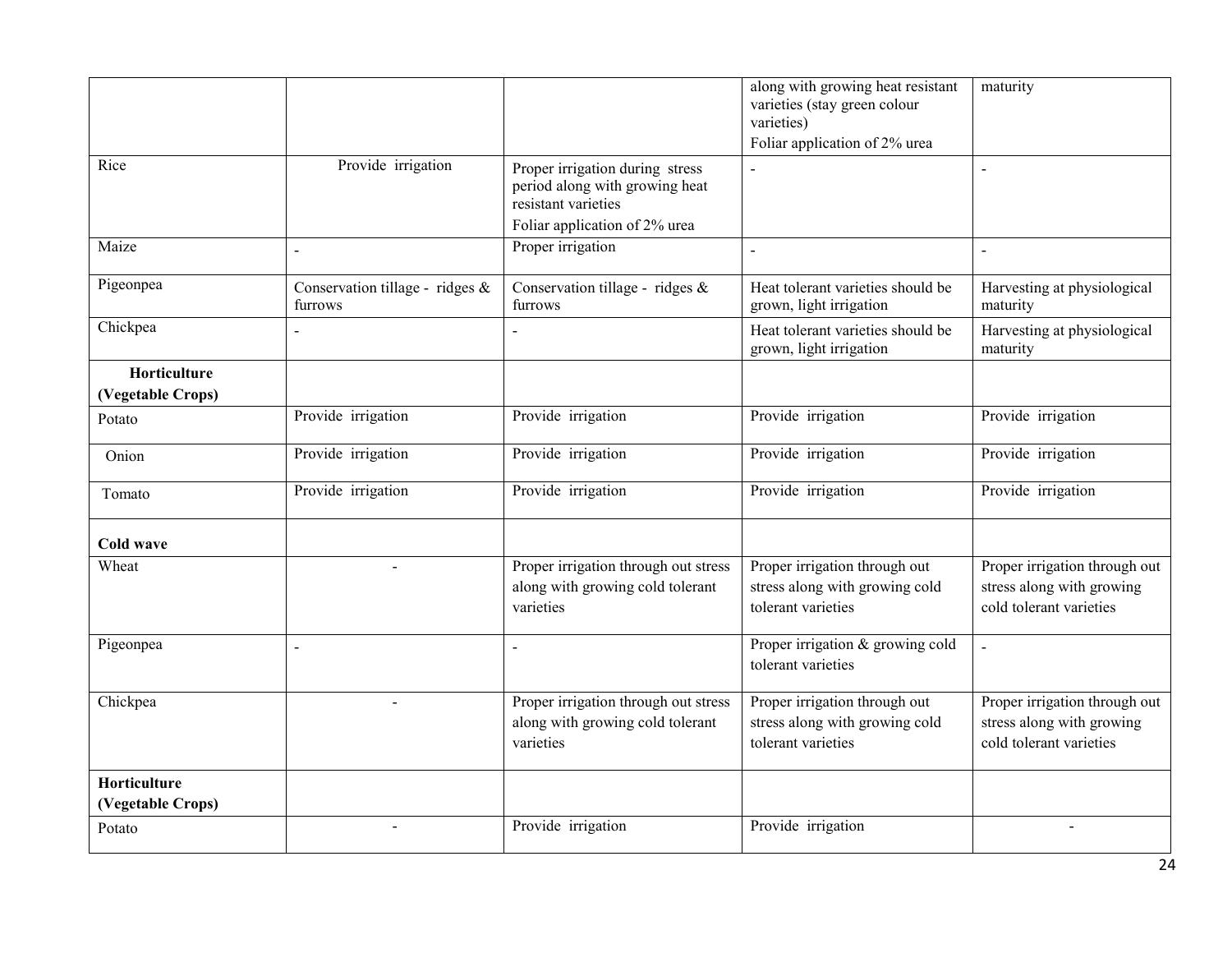| | | | | |
|---|---|---|---|---|
| | | | along with growing heat resistant varieties (stay green colour varieties)<br>Foliar application of 2% urea | maturity |
| Rice | Provide irrigation | Proper irrigation during stress period along with growing heat resistant varieties<br>Foliar application of 2% urea | - | - |
| Maize | - | Proper irrigation | - | - |
| Pigeonpea | Conservation tillage - ridges & furrows | Conservation tillage - ridges & furrows | Heat tolerant varieties should be grown, light irrigation | Harvesting at physiological maturity |
| Chickpea | - | - | Heat tolerant varieties should be grown, light irrigation | Harvesting at physiological maturity |
| **Horticulture (Vegetable Crops)** | | | | |
| Potato | Provide irrigation | Provide irrigation | Provide irrigation | Provide irrigation |
| Onion | Provide irrigation | Provide irrigation | Provide irrigation | Provide irrigation |
| Tomato | Provide irrigation | Provide irrigation | Provide irrigation | Provide irrigation |
| **Cold wave** | | | | |
| Wheat | - | Proper irrigation through out stress along with growing cold tolerant varieties | Proper irrigation through out stress along with growing cold tolerant varieties | Proper irrigation through out stress along with growing cold tolerant varieties |
| Pigeonpea | - | - | Proper irrigation & growing cold tolerant varieties | - |
| Chickpea | - | Proper irrigation through out stress along with growing cold tolerant varieties | Proper irrigation through out stress along with growing cold tolerant varieties | Proper irrigation through out stress along with growing cold tolerant varieties |
| **Horticulture (Vegetable Crops)** | | | | |
| Potato | - | Provide irrigation | Provide irrigation | - |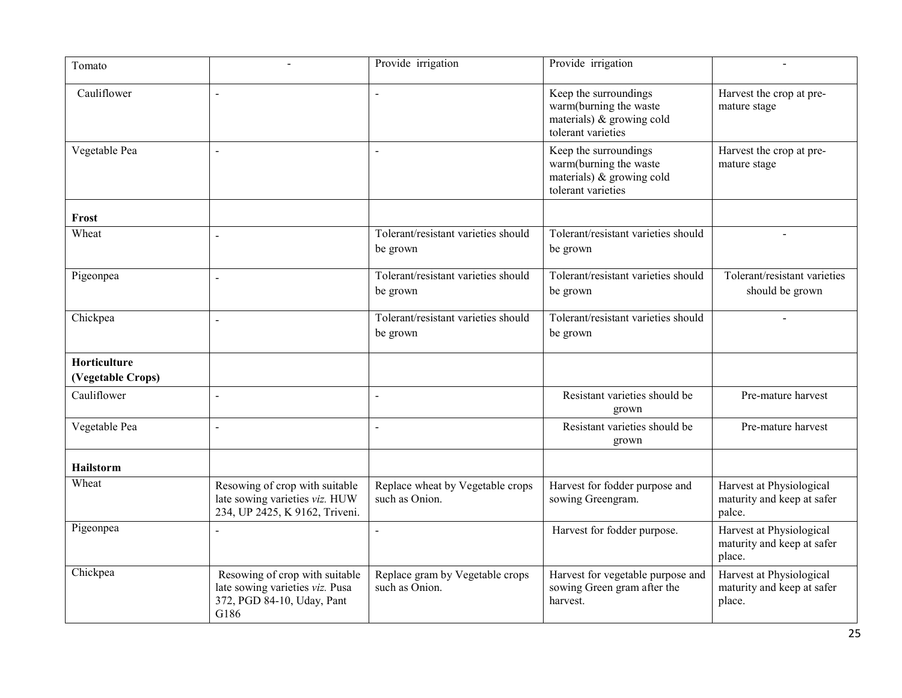| | | | | |
|---|---|---|---|---|
| Tomato | - | Provide irrigation | Provide irrigation | - |
| Cauliflower | - | - | Keep the surroundings warm(burning the waste materials) & growing cold tolerant varieties | Harvest the crop at pre-mature stage |
| Vegetable Pea | - | - | Keep the surroundings warm(burning the waste materials) & growing cold tolerant varieties | Harvest the crop at pre-mature stage |
| **Frost** | | | | |
| Wheat | - | Tolerant/resistant varieties should be grown | Tolerant/resistant varieties should be grown | - |
| Pigeonpea | - | Tolerant/resistant varieties should be grown | Tolerant/resistant varieties should be grown | Tolerant/resistant varieties should be grown |
| Chickpea | - | Tolerant/resistant varieties should be grown | Tolerant/resistant varieties should be grown | - |
| **Horticulture (Vegetable Crops)** | | | | |
| Cauliflower | - | - | Resistant varieties should be grown | Pre-mature harvest |
| Vegetable Pea | - | - | Resistant varieties should be grown | Pre-mature harvest |
| **Hailstorm** | | | | |
| Wheat | Resowing of crop with suitable late sowing varieties *viz.* HUW 234, UP 2425, K 9162, Triveni. | Replace wheat by Vegetable crops such as Onion. | Harvest for fodder purpose and sowing Greengram. | Harvest at Physiological maturity and keep at safer palce. |
| Pigeonpea | - | - | Harvest for fodder purpose. | Harvest at Physiological maturity and keep at safer place. |
| Chickpea | Resowing of crop with suitable late sowing varieties *viz.* Pusa 372, PGD 84-10, Uday, Pant G186 | Replace gram by Vegetable crops such as Onion. | Harvest for vegetable purpose and sowing Green gram after the harvest. | Harvest at Physiological maturity and keep at safer place. |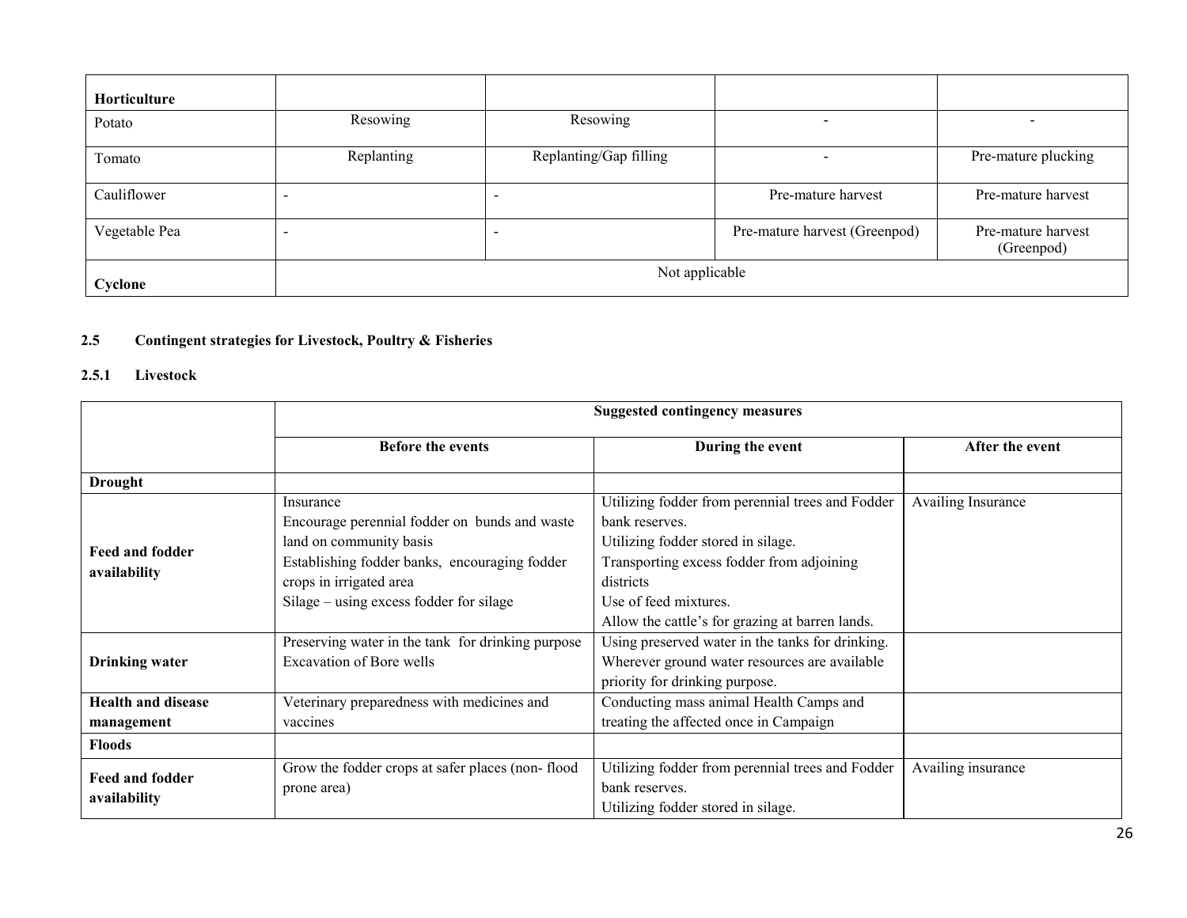| Horticulture | | | | |
|---|---|---|---|---|
| Potato | Resowing | Resowing | - | - |
| Tomato | Replanting | Replanting/Gap filling | - | Pre-mature plucking |
| Cauliflower | - | - | Pre-mature harvest | Pre-mature harvest |
| Vegetable Pea | - | - | Pre-mature harvest (Greenpod) | Pre-mature harvest (Greenpod) |
| **Cyclone** | Not applicable | | | |

**2.5 Contingent strategies for Livestock, Poultry & Fisheries**

**2.5.1 Livestock**

| | Suggested contingency measures | | |
|---|---|---|---|
| | **Before the events** | **During the event** | **After the event** |
| **Drought** | | | |
| **Feed and fodder availability** | Insurance<br>Encourage perennial fodder on bunds and waste land on community basis<br>Establishing fodder banks, encouraging fodder crops in irrigated area<br>Silage – using excess fodder for silage | Utilizing fodder from perennial trees and Fodder bank reserves.<br>Utilizing fodder stored in silage.<br>Transporting excess fodder from adjoining districts<br>Use of feed mixtures.<br>Allow the cattle's for grazing at barren lands. | Availing Insurance |
| **Drinking water** | Preserving water in the tank for drinking purpose<br>Excavation of Bore wells | Using preserved water in the tanks for drinking.<br>Wherever ground water resources are available priority for drinking purpose. | |
| **Health and disease management** | Veterinary preparedness with medicines and vaccines | Conducting mass animal Health Camps and treating the affected once in Campaign | |
| **Floods** | | | |
| **Feed and fodder availability** | Grow the fodder crops at safer places (non- flood prone area) | Utilizing fodder from perennial trees and Fodder bank reserves.<br>Utilizing fodder stored in silage. | Availing insurance |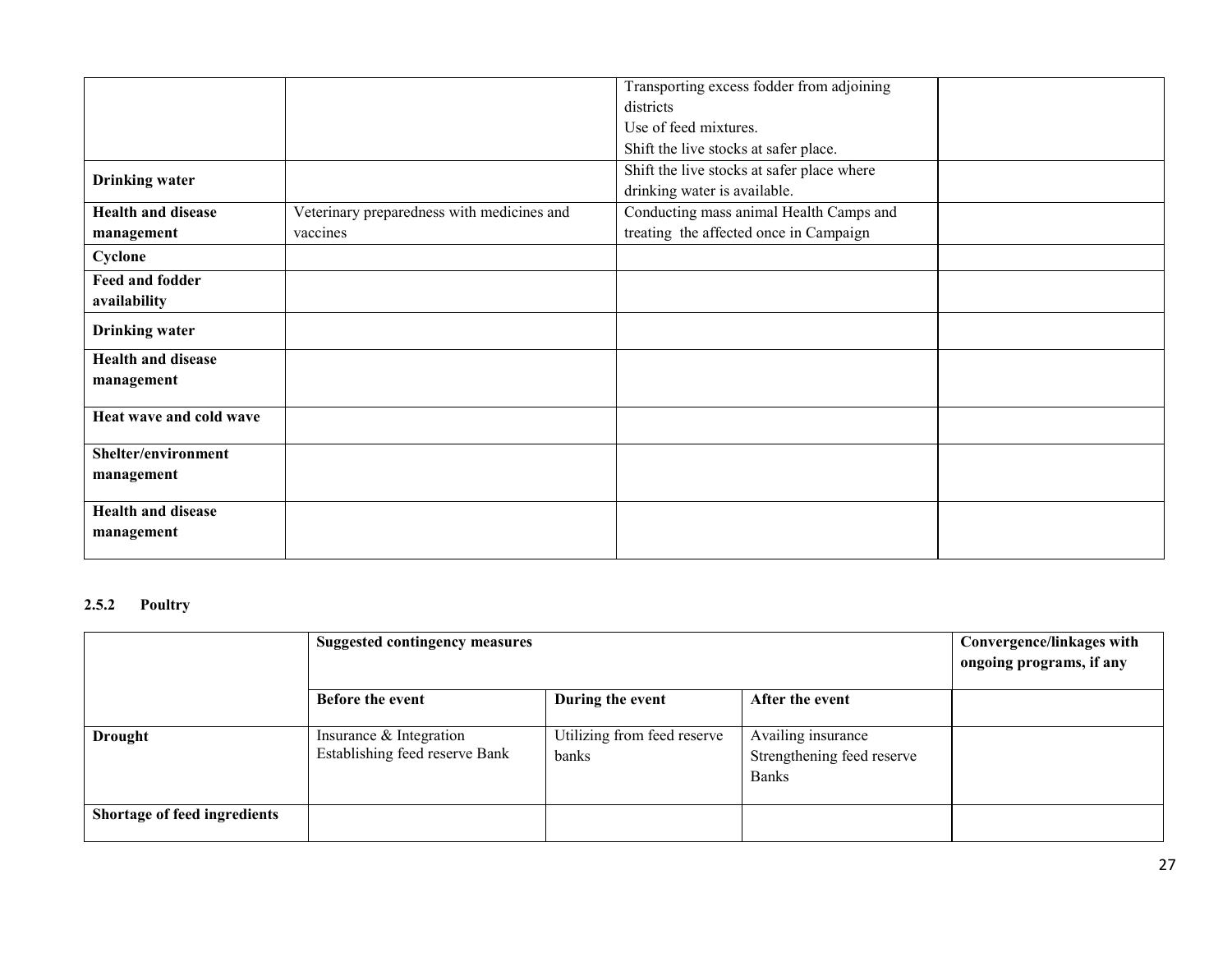| | | | |
|---|---|---|---|
| | | Transporting excess fodder from adjoining districts<br>Use of feed mixtures.<br>Shift the live stocks at safer place. | |
| **Drinking water** | | Shift the live stocks at safer place where drinking water is available. | |
| **Health and disease management** | Veterinary preparedness with medicines and vaccines | Conducting mass animal Health Camps and treating the affected once in Campaign | |
| **Cyclone** | | | |
| **Feed and fodder availability** | | | |
| **Drinking water** | | | |
| **Health and disease management** | | | |
| **Heat wave and cold wave** | | | |
| **Shelter/environment management** | | | |
| **Health and disease management** | | | |

### 2.5.2 Poultry

| | **Suggested contingency measures** | | | **Convergence/linkages with ongoing programs, if any** |
|---|---|---|---|---|
| | **Before the event** | **During the event** | **After the event** | |
| **Drought** | Insurance & Integration<br>Establishing feed reserve Bank | Utilizing from feed reserve banks | Availing insurance<br>Strengthening feed reserve Banks | |
| **Shortage of feed ingredients** | | | | |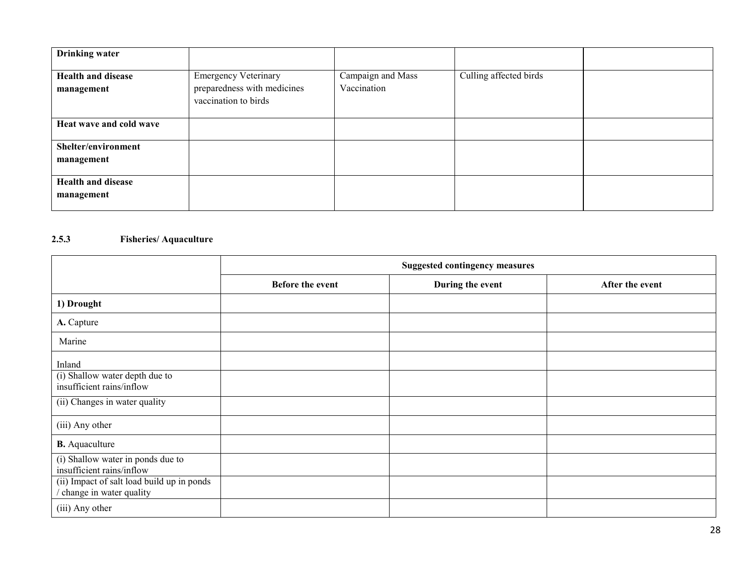| Drinking water | | | | |
|---|---|---|---|---|
| **Health and disease management** | Emergency Veterinary preparedness with medicines vaccination to birds | Campaign and Mass Vaccination | Culling affected birds | |
| **Heat wave and cold wave** | | | | |
| **Shelter/environment management** | | | | |
| **Health and disease management** | | | | |

### 2.5.3 Fisheries/ Aquaculture

| | Suggested contingency measures | | |
|---|---|---|---|
| | **Before the event** | **During the event** | **After the event** |
| **1) Drought** | | | |
| **A.** Capture | | | |
| Marine | | | |
| Inland | | | |
| (i) Shallow water depth due to insufficient rains/inflow | | | |
| (ii) Changes in water quality | | | |
| (iii) Any other | | | |
| **B.** Aquaculture | | | |
| (i) Shallow water in ponds due to insufficient rains/inflow | | | |
| (ii) Impact of salt load build up in ponds / change in water quality | | | |
| (iii) Any other | | | |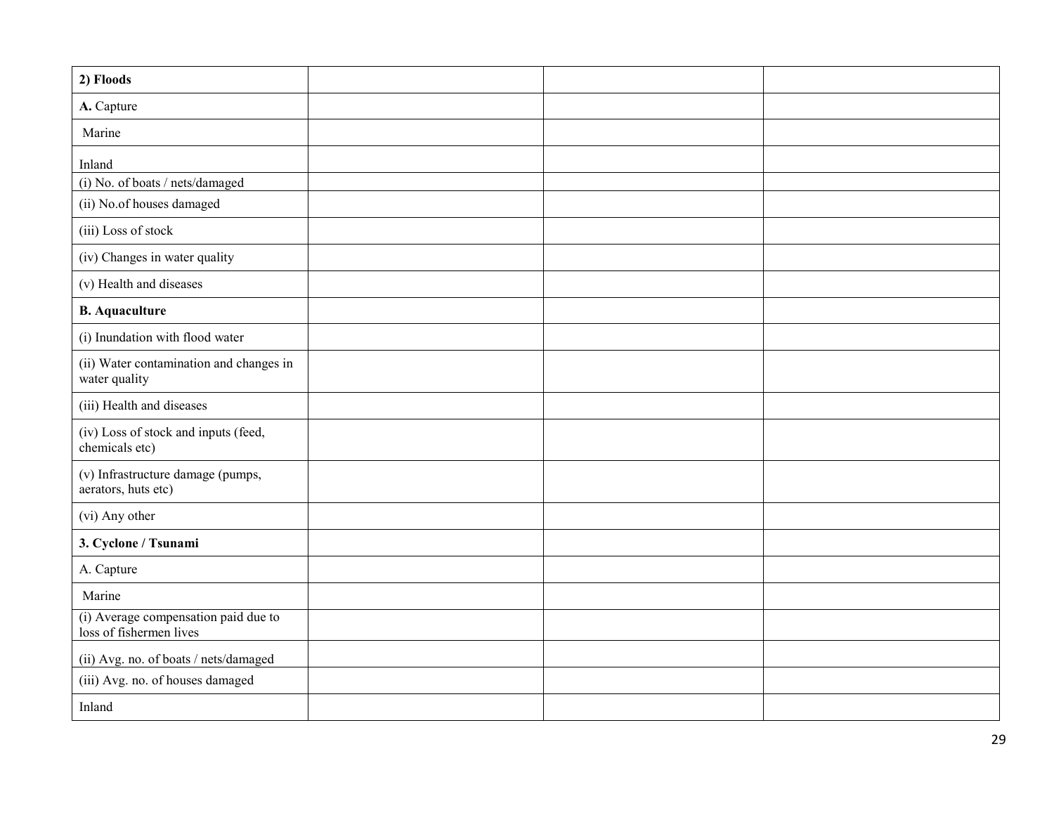| **2) Floods** | | | |
|---|---|---|---|
| **A.** Capture | | | |
| Marine | | | |
| Inland | | | |
| (i) No. of boats / nets/damaged | | | |
| (ii) No.of houses damaged | | | |
| (iii) Loss of stock | | | |
| (iv) Changes in water quality | | | |
| (v) Health and diseases | | | |
| **B. Aquaculture** | | | |
| (i) Inundation with flood water | | | |
| (ii) Water contamination and changes in water quality | | | |
| (iii) Health and diseases | | | |
| (iv) Loss of stock and inputs (feed, chemicals etc) | | | |
| (v) Infrastructure damage (pumps, aerators, huts etc) | | | |
| (vi) Any other | | | |
| **3. Cyclone / Tsunami** | | | |
| A. Capture | | | |
| Marine | | | |
| (i) Average compensation paid due to loss of fishermen lives | | | |
| (ii) Avg. no. of boats / nets/damaged | | | |
| (iii) Avg. no. of houses damaged | | | |
| Inland | | | |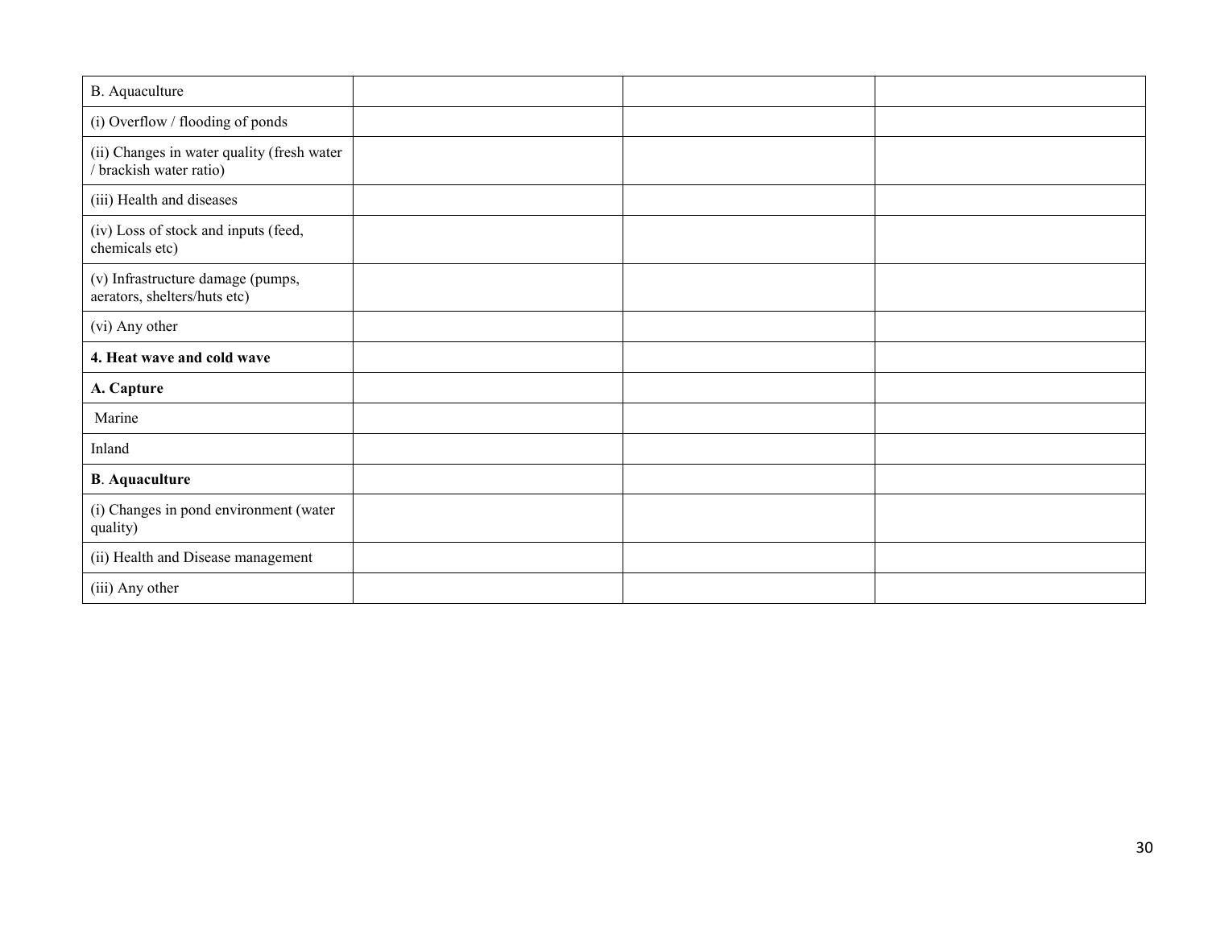| | | | |
|---|---|---|---|
| B. Aquaculture | | | |
| (i) Overflow / flooding of ponds | | | |
| (ii) Changes in water quality (fresh water / brackish water ratio) | | | |
| (iii) Health and diseases | | | |
| (iv) Loss of stock and inputs (feed, chemicals etc) | | | |
| (v) Infrastructure damage (pumps, aerators, shelters/huts etc) | | | |
| (vi) Any other | | | |
| **4. Heat wave and cold wave** | | | |
| **A. Capture** | | | |
| Marine | | | |
| Inland | | | |
| **B**. **Aquaculture** | | | |
| (i) Changes in pond environment (water quality) | | | |
| (ii) Health and Disease management | | | |
| (iii) Any other | | | |